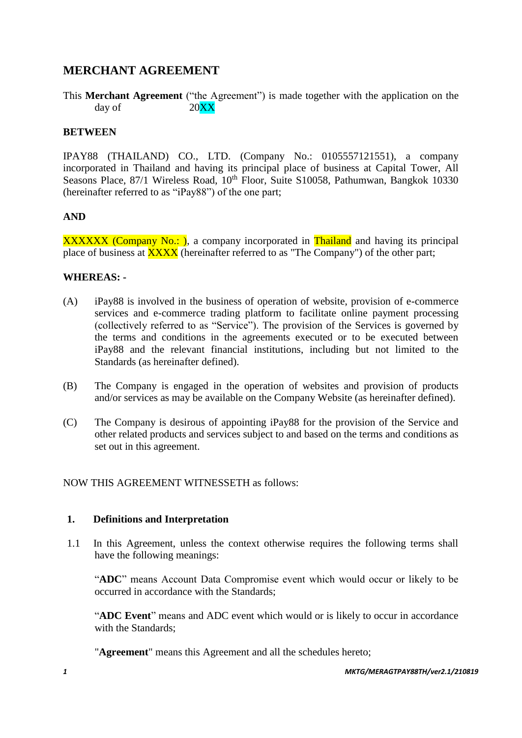# MERCHANT AGREEMENT

This **Merchant Agreement** ("the Agreement") is made together with the application on the day of 20XX

**BETWEEN**

IPAY88 (THAILAND) CO., LTD. (Company No.: 0105557121551), a company incorporated in Thailand and having its principal place of business at Capital Tower, All Seasons Place, 87/1 Wireless Road, 10th Floor, Suite S10058, Pathumwan, Bangkok 10330 (hereinafter referred to as "iPay88") of the one part;

**AND**

XXXXXX (Company No.: ), a company incorporated in Thailand and having its principal place of business at XXXX (hereinafter referred to as "The Company") of the other part;

**WHEREAS: -**

(A) iPay88 is involved in the business of operation of website, provision of e-commerce services and e-commerce trading platform to facilitate online payment processing (collectively referred to as "Service"). The provision of the Services is governed by the terms and conditions in the agreements executed or to be executed between iPay88 and the relevant financial institutions, including but not limited to the Standards (as hereinafter defined).

(B) The Company is engaged in the operation of websites and provision of products and/or services as may be available on the Company Website (as hereinafter defined).

(C) The Company is desirous of appointing iPay88 for the provision of the Service and other related products and services subject to and based on the terms and conditions as set out in this agreement.

NOW THIS AGREEMENT WITNESSETH as follows:

**1. Definitions and Interpretation**

1.1 In this Agreement, unless the context otherwise requires the following terms shall have the following meanings:

"**ADC**" means Account Data Compromise event which would occur or likely to be occurred in accordance with the Standards;

"**ADC Event**" means and ADC event which would or is likely to occur in accordance with the Standards;

"**Agreement**" means this Agreement and all the schedules hereto;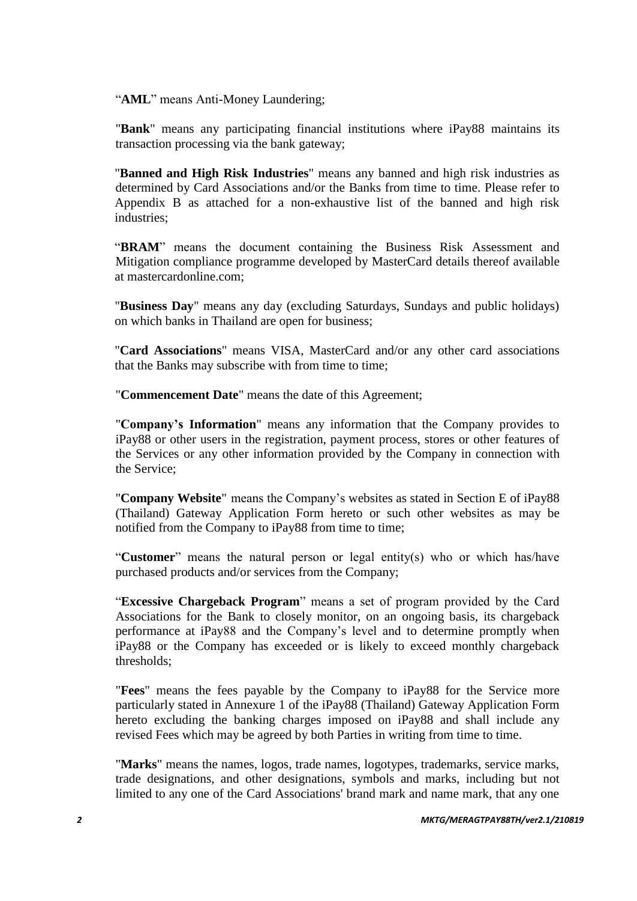"**AML**" means Anti-Money Laundering;

"**Bank**" means any participating financial institutions where iPay88 maintains its transaction processing via the bank gateway;

"**Banned and High Risk Industries**" means any banned and high risk industries as determined by Card Associations and/or the Banks from time to time. Please refer to Appendix B as attached for a non-exhaustive list of the banned and high risk industries;

"**BRAM**" means the document containing the Business Risk Assessment and Mitigation compliance programme developed by MasterCard details thereof available at mastercardonline.com;

"**Business Day**" means any day (excluding Saturdays, Sundays and public holidays) on which banks in Thailand are open for business;

"**Card Associations**" means VISA, MasterCard and/or any other card associations that the Banks may subscribe with from time to time;

"**Commencement Date**" means the date of this Agreement;

"**Company's Information**" means any information that the Company provides to iPay88 or other users in the registration, payment process, stores or other features of the Services or any other information provided by the Company in connection with the Service;

"**Company Website**" means the Company's websites as stated in Section E of iPay88 (Thailand) Gateway Application Form hereto or such other websites as may be notified from the Company to iPay88 from time to time;

"**Customer**" means the natural person or legal entity(s) who or which has/have purchased products and/or services from the Company;

"**Excessive Chargeback Program**" means a set of program provided by the Card Associations for the Bank to closely monitor, on an ongoing basis, its chargeback performance at iPay88 and the Company's level and to determine promptly when iPay88 or the Company has exceeded or is likely to exceed monthly chargeback thresholds;

"**Fees**" means the fees payable by the Company to iPay88 for the Service more particularly stated in Annexure 1 of the iPay88 (Thailand) Gateway Application Form hereto excluding the banking charges imposed on iPay88 and shall include any revised Fees which may be agreed by both Parties in writing from time to time.

"**Marks**" means the names, logos, trade names, logotypes, trademarks, service marks, trade designations, and other designations, symbols and marks, including but not limited to any one of the Card Associations' brand mark and name mark, that any one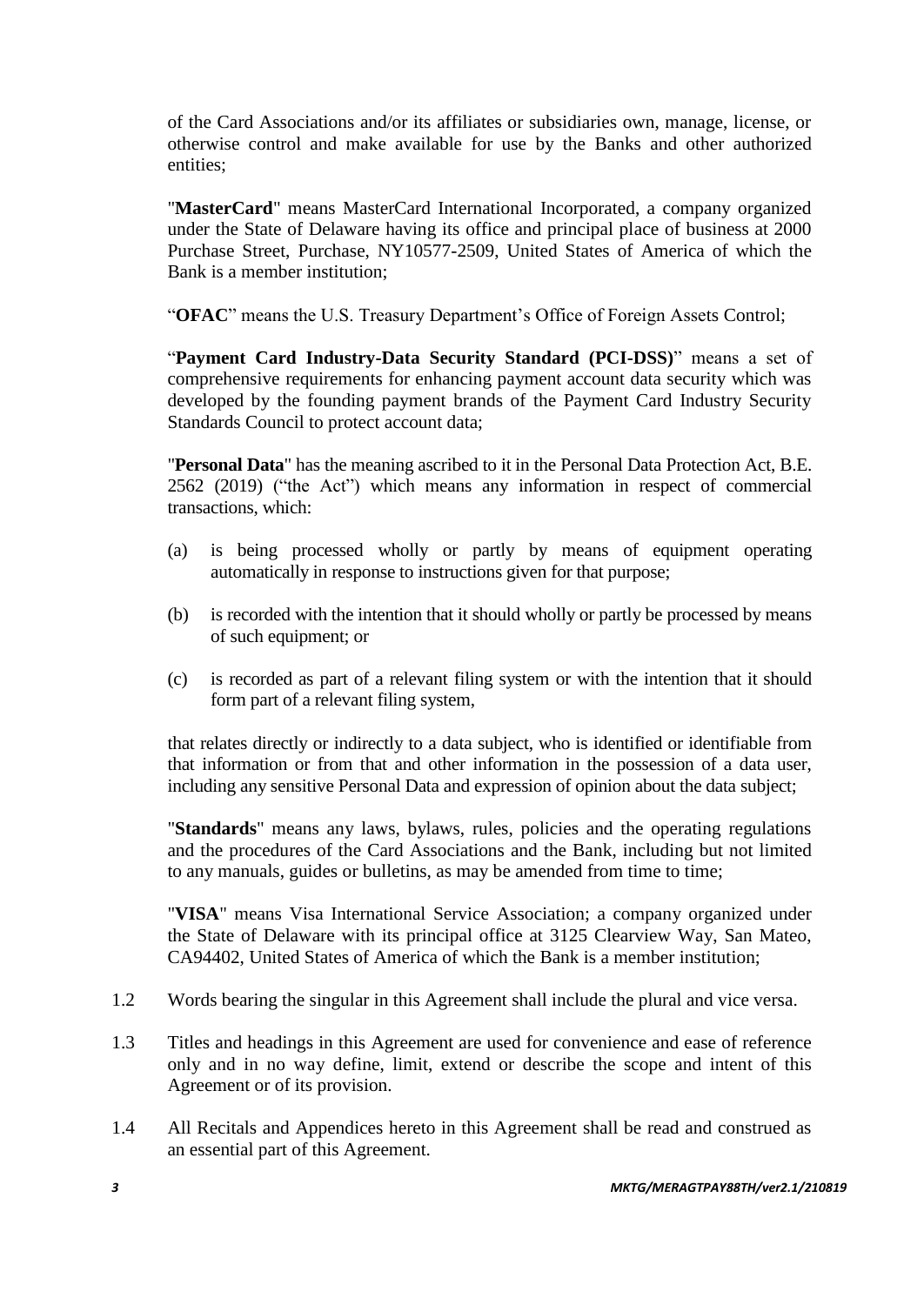of the Card Associations and/or its affiliates or subsidiaries own, manage, license, or otherwise control and make available for use by the Banks and other authorized entities;

"**MasterCard**" means MasterCard International Incorporated, a company organized under the State of Delaware having its office and principal place of business at 2000 Purchase Street, Purchase, NY10577-2509, United States of America of which the Bank is a member institution;

"**OFAC**" means the U.S. Treasury Department's Office of Foreign Assets Control;

"**Payment Card Industry-Data Security Standard (PCI-DSS)**" means a set of comprehensive requirements for enhancing payment account data security which was developed by the founding payment brands of the Payment Card Industry Security Standards Council to protect account data;

"**Personal Data**" has the meaning ascribed to it in the Personal Data Protection Act, B.E. 2562 (2019) ("the Act") which means any information in respect of commercial transactions, which:

(a) is being processed wholly or partly by means of equipment operating automatically in response to instructions given for that purpose;

(b) is recorded with the intention that it should wholly or partly be processed by means of such equipment; or

(c) is recorded as part of a relevant filing system or with the intention that it should form part of a relevant filing system,

that relates directly or indirectly to a data subject, who is identified or identifiable from that information or from that and other information in the possession of a data user, including any sensitive Personal Data and expression of opinion about the data subject;

"**Standards**" means any laws, bylaws, rules, policies and the operating regulations and the procedures of the Card Associations and the Bank, including but not limited to any manuals, guides or bulletins, as may be amended from time to time;

"**VISA**" means Visa International Service Association; a company organized under the State of Delaware with its principal office at 3125 Clearview Way, San Mateo, CA94402, United States of America of which the Bank is a member institution;

1.2 Words bearing the singular in this Agreement shall include the plural and vice versa.

1.3 Titles and headings in this Agreement are used for convenience and ease of reference only and in no way define, limit, extend or describe the scope and intent of this Agreement or of its provision.

1.4 All Recitals and Appendices hereto in this Agreement shall be read and construed as an essential part of this Agreement.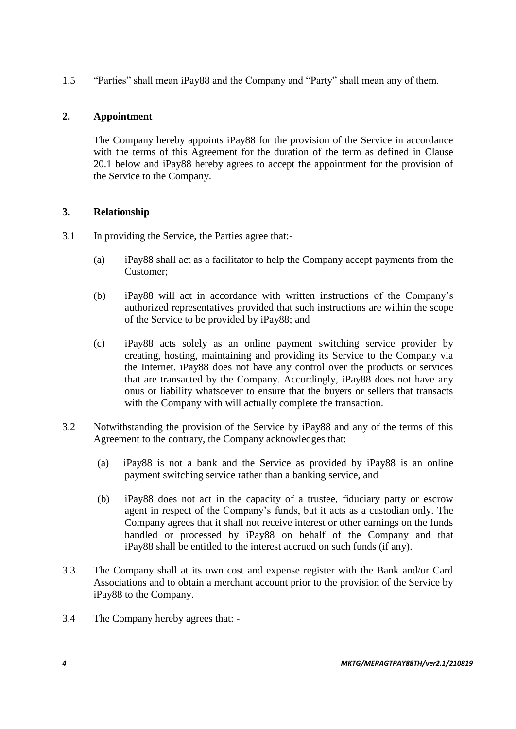1.5 "Parties" shall mean iPay88 and the Company and "Party" shall mean any of them.

## 2. Appointment

The Company hereby appoints iPay88 for the provision of the Service in accordance with the terms of this Agreement for the duration of the term as defined in Clause 20.1 below and iPay88 hereby agrees to accept the appointment for the provision of the Service to the Company.

## 3. Relationship

3.1 In providing the Service, the Parties agree that:-

(a) iPay88 shall act as a facilitator to help the Company accept payments from the Customer;

(b) iPay88 will act in accordance with written instructions of the Company's authorized representatives provided that such instructions are within the scope of the Service to be provided by iPay88; and

(c) iPay88 acts solely as an online payment switching service provider by creating, hosting, maintaining and providing its Service to the Company via the Internet. iPay88 does not have any control over the products or services that are transacted by the Company. Accordingly, iPay88 does not have any onus or liability whatsoever to ensure that the buyers or sellers that transacts with the Company with will actually complete the transaction.

3.2 Notwithstanding the provision of the Service by iPay88 and any of the terms of this Agreement to the contrary, the Company acknowledges that:

(a) iPay88 is not a bank and the Service as provided by iPay88 is an online payment switching service rather than a banking service, and

(b) iPay88 does not act in the capacity of a trustee, fiduciary party or escrow agent in respect of the Company's funds, but it acts as a custodian only. The Company agrees that it shall not receive interest or other earnings on the funds handled or processed by iPay88 on behalf of the Company and that iPay88 shall be entitled to the interest accrued on such funds (if any).

3.3 The Company shall at its own cost and expense register with the Bank and/or Card Associations and to obtain a merchant account prior to the provision of the Service by iPay88 to the Company.

3.4 The Company hereby agrees that: -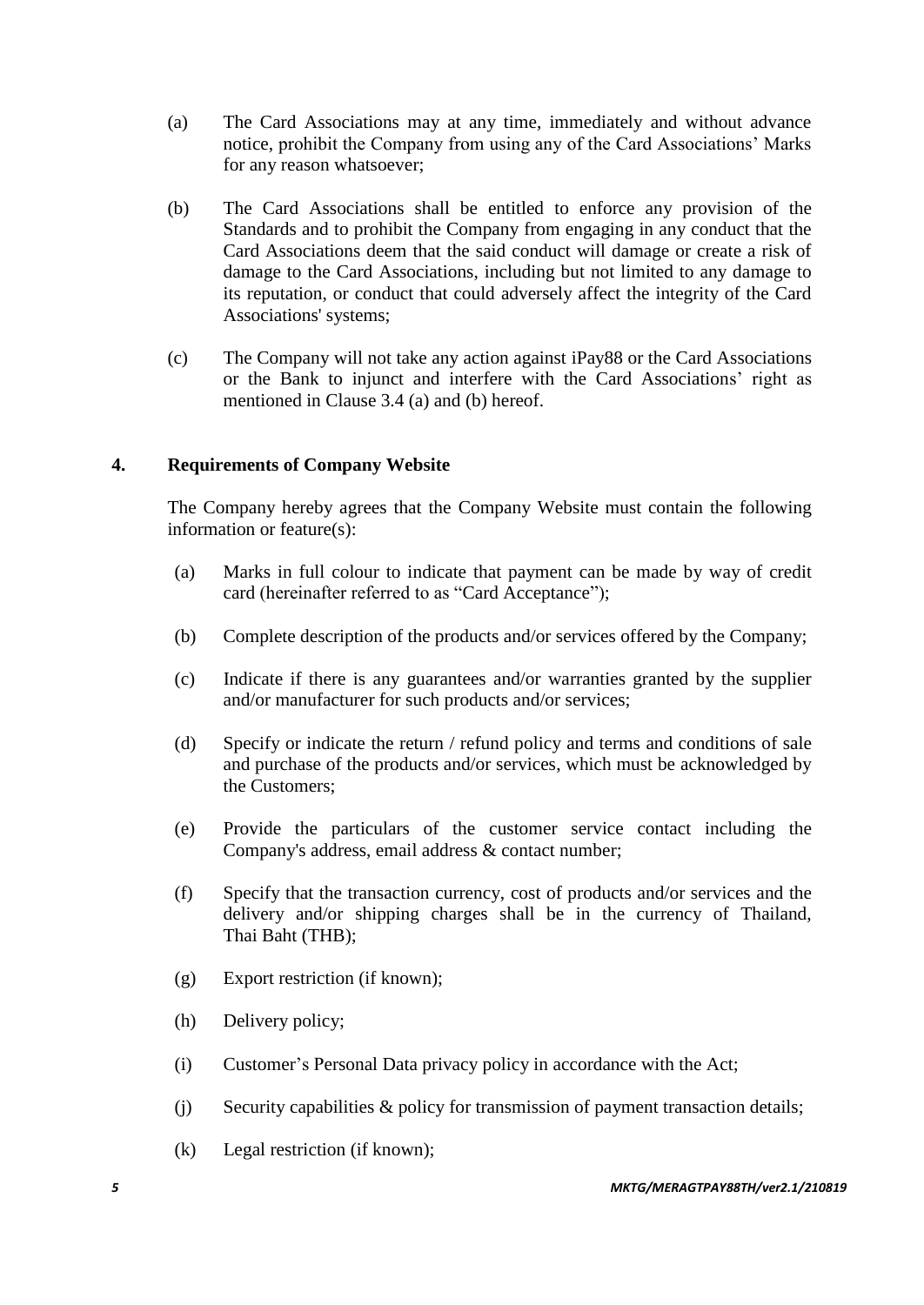(a) The Card Associations may at any time, immediately and without advance notice, prohibit the Company from using any of the Card Associations' Marks for any reason whatsoever;

(b) The Card Associations shall be entitled to enforce any provision of the Standards and to prohibit the Company from engaging in any conduct that the Card Associations deem that the said conduct will damage or create a risk of damage to the Card Associations, including but not limited to any damage to its reputation, or conduct that could adversely affect the integrity of the Card Associations' systems;

(c) The Company will not take any action against iPay88 or the Card Associations or the Bank to injunct and interfere with the Card Associations' right as mentioned in Clause 3.4 (a) and (b) hereof.

## 4. Requirements of Company Website

The Company hereby agrees that the Company Website must contain the following information or feature(s):

(a) Marks in full colour to indicate that payment can be made by way of credit card (hereinafter referred to as "Card Acceptance");

(b) Complete description of the products and/or services offered by the Company;

(c) Indicate if there is any guarantees and/or warranties granted by the supplier and/or manufacturer for such products and/or services;

(d) Specify or indicate the return / refund policy and terms and conditions of sale and purchase of the products and/or services, which must be acknowledged by the Customers;

(e) Provide the particulars of the customer service contact including the Company's address, email address & contact number;

(f) Specify that the transaction currency, cost of products and/or services and the delivery and/or shipping charges shall be in the currency of Thailand, Thai Baht (THB);

(g) Export restriction (if known);

(h) Delivery policy;

(i) Customer's Personal Data privacy policy in accordance with the Act;

(j) Security capabilities & policy for transmission of payment transaction details;

(k) Legal restriction (if known);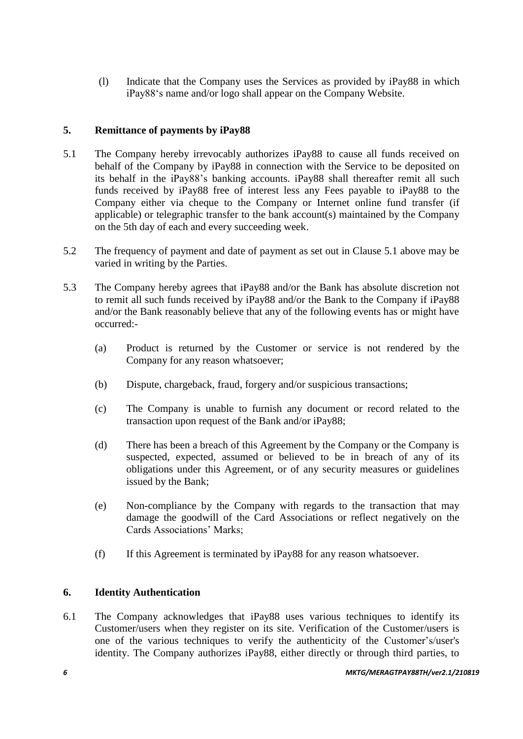(l) Indicate that the Company uses the Services as provided by iPay88 in which iPay88's name and/or logo shall appear on the Company Website.

## 5. Remittance of payments by iPay88

5.1 The Company hereby irrevocably authorizes iPay88 to cause all funds received on behalf of the Company by iPay88 in connection with the Service to be deposited on its behalf in the iPay88's banking accounts. iPay88 shall thereafter remit all such funds received by iPay88 free of interest less any Fees payable to iPay88 to the Company either via cheque to the Company or Internet online fund transfer (if applicable) or telegraphic transfer to the bank account(s) maintained by the Company on the 5th day of each and every succeeding week.

5.2 The frequency of payment and date of payment as set out in Clause 5.1 above may be varied in writing by the Parties.

5.3 The Company hereby agrees that iPay88 and/or the Bank has absolute discretion not to remit all such funds received by iPay88 and/or the Bank to the Company if iPay88 and/or the Bank reasonably believe that any of the following events has or might have occurred:-

(a) Product is returned by the Customer or service is not rendered by the Company for any reason whatsoever;

(b) Dispute, chargeback, fraud, forgery and/or suspicious transactions;

(c) The Company is unable to furnish any document or record related to the transaction upon request of the Bank and/or iPay88;

(d) There has been a breach of this Agreement by the Company or the Company is suspected, expected, assumed or believed to be in breach of any of its obligations under this Agreement, or of any security measures or guidelines issued by the Bank;

(e) Non-compliance by the Company with regards to the transaction that may damage the goodwill of the Card Associations or reflect negatively on the Cards Associations' Marks;

(f) If this Agreement is terminated by iPay88 for any reason whatsoever.

## 6. Identity Authentication

6.1 The Company acknowledges that iPay88 uses various techniques to identify its Customer/users when they register on its site. Verification of the Customer/users is one of the various techniques to verify the authenticity of the Customer's/user's identity. The Company authorizes iPay88, either directly or through third parties, to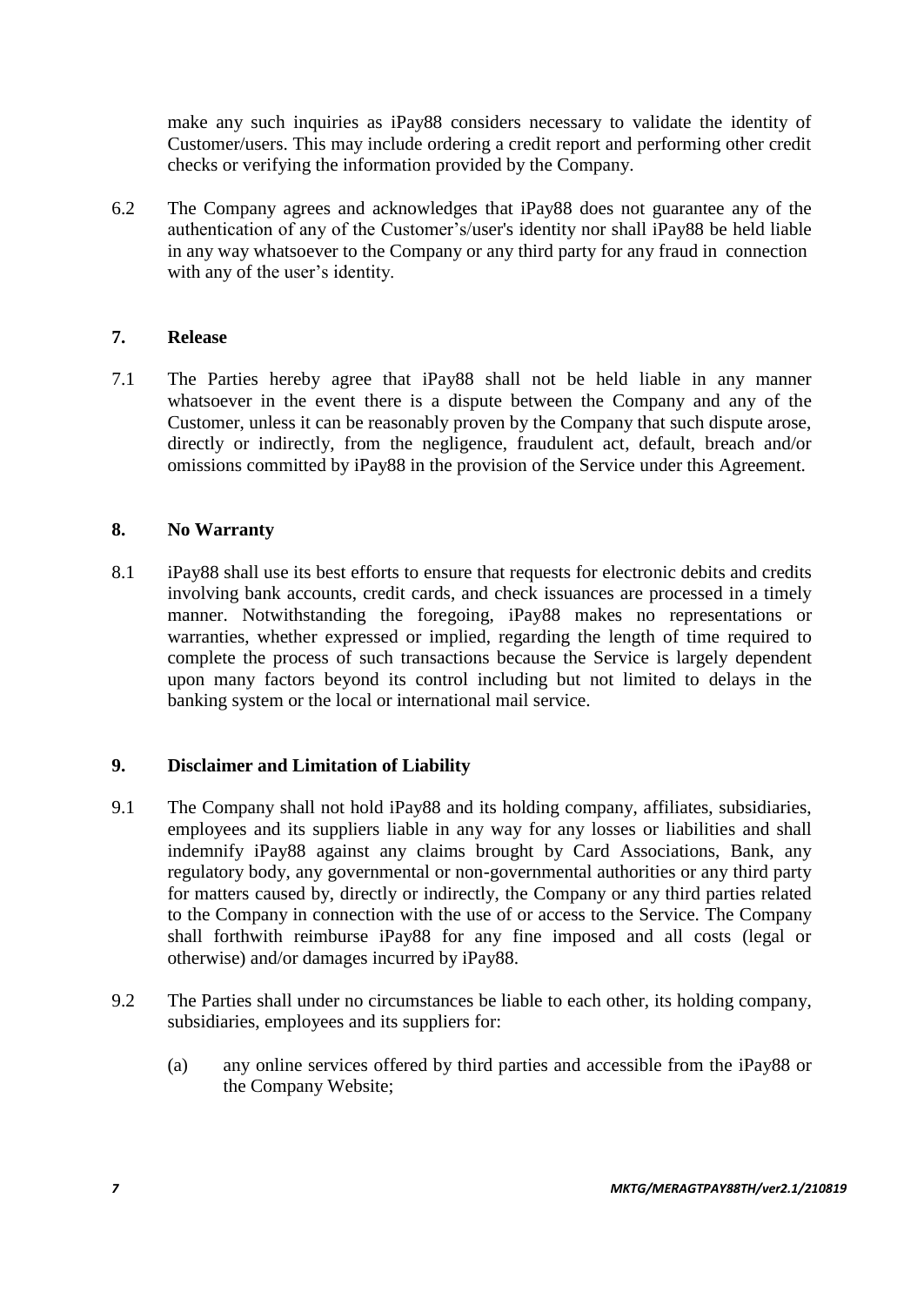make any such inquiries as iPay88 considers necessary to validate the identity of Customer/users. This may include ordering a credit report and performing other credit checks or verifying the information provided by the Company.

6.2 The Company agrees and acknowledges that iPay88 does not guarantee any of the authentication of any of the Customer's/user's identity nor shall iPay88 be held liable in any way whatsoever to the Company or any third party for any fraud in connection with any of the user's identity.

## 7. Release

7.1 The Parties hereby agree that iPay88 shall not be held liable in any manner whatsoever in the event there is a dispute between the Company and any of the Customer, unless it can be reasonably proven by the Company that such dispute arose, directly or indirectly, from the negligence, fraudulent act, default, breach and/or omissions committed by iPay88 in the provision of the Service under this Agreement.

## 8. No Warranty

8.1 iPay88 shall use its best efforts to ensure that requests for electronic debits and credits involving bank accounts, credit cards, and check issuances are processed in a timely manner. Notwithstanding the foregoing, iPay88 makes no representations or warranties, whether expressed or implied, regarding the length of time required to complete the process of such transactions because the Service is largely dependent upon many factors beyond its control including but not limited to delays in the banking system or the local or international mail service.

## 9. Disclaimer and Limitation of Liability

9.1 The Company shall not hold iPay88 and its holding company, affiliates, subsidiaries, employees and its suppliers liable in any way for any losses or liabilities and shall indemnify iPay88 against any claims brought by Card Associations, Bank, any regulatory body, any governmental or non-governmental authorities or any third party for matters caused by, directly or indirectly, the Company or any third parties related to the Company in connection with the use of or access to the Service. The Company shall forthwith reimburse iPay88 for any fine imposed and all costs (legal or otherwise) and/or damages incurred by iPay88.

9.2 The Parties shall under no circumstances be liable to each other, its holding company, subsidiaries, employees and its suppliers for:

(a) any online services offered by third parties and accessible from the iPay88 or the Company Website;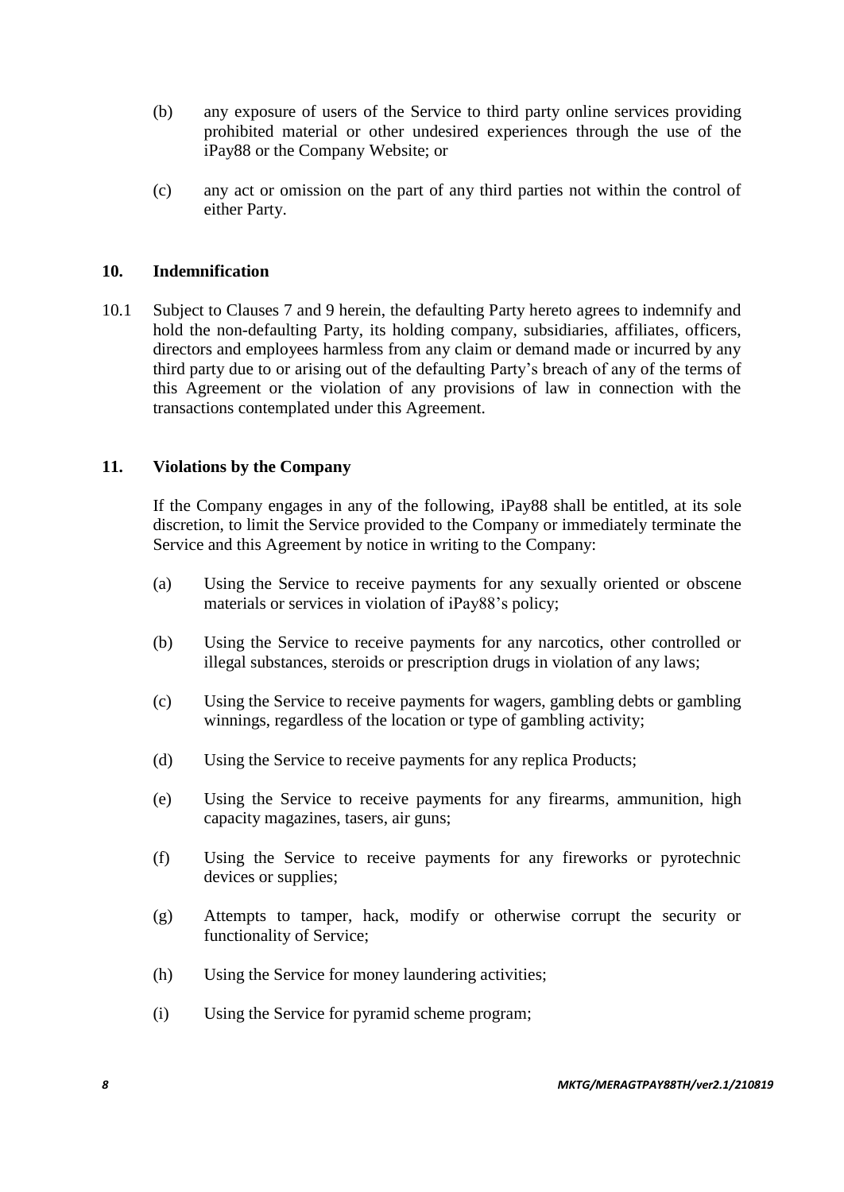(b) any exposure of users of the Service to third party online services providing prohibited material or other undesired experiences through the use of the iPay88 or the Company Website; or

(c) any act or omission on the part of any third parties not within the control of either Party.

## 10. Indemnification

10.1 Subject to Clauses 7 and 9 herein, the defaulting Party hereto agrees to indemnify and hold the non-defaulting Party, its holding company, subsidiaries, affiliates, officers, directors and employees harmless from any claim or demand made or incurred by any third party due to or arising out of the defaulting Party's breach of any of the terms of this Agreement or the violation of any provisions of law in connection with the transactions contemplated under this Agreement.

## 11. Violations by the Company

If the Company engages in any of the following, iPay88 shall be entitled, at its sole discretion, to limit the Service provided to the Company or immediately terminate the Service and this Agreement by notice in writing to the Company:

(a) Using the Service to receive payments for any sexually oriented or obscene materials or services in violation of iPay88's policy;

(b) Using the Service to receive payments for any narcotics, other controlled or illegal substances, steroids or prescription drugs in violation of any laws;

(c) Using the Service to receive payments for wagers, gambling debts or gambling winnings, regardless of the location or type of gambling activity;

(d) Using the Service to receive payments for any replica Products;

(e) Using the Service to receive payments for any firearms, ammunition, high capacity magazines, tasers, air guns;

(f) Using the Service to receive payments for any fireworks or pyrotechnic devices or supplies;

(g) Attempts to tamper, hack, modify or otherwise corrupt the security or functionality of Service;

(h) Using the Service for money laundering activities;

(i) Using the Service for pyramid scheme program;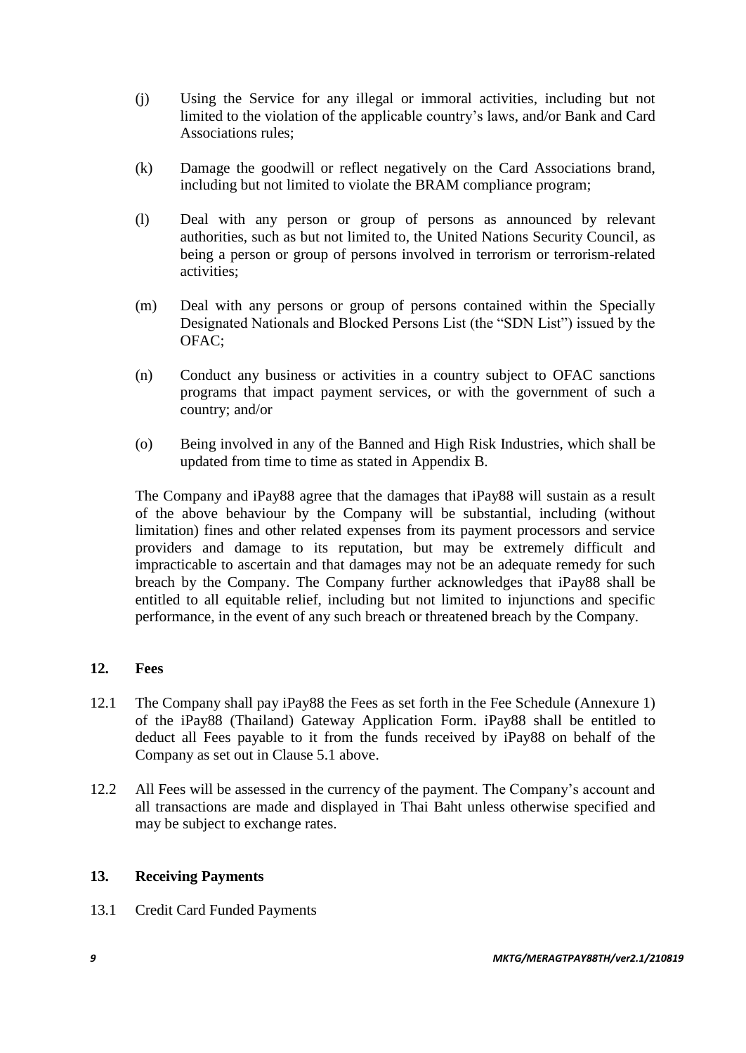(j) Using the Service for any illegal or immoral activities, including but not limited to the violation of the applicable country's laws, and/or Bank and Card Associations rules;

(k) Damage the goodwill or reflect negatively on the Card Associations brand, including but not limited to violate the BRAM compliance program;

(l) Deal with any person or group of persons as announced by relevant authorities, such as but not limited to, the United Nations Security Council, as being a person or group of persons involved in terrorism or terrorism-related activities;

(m) Deal with any persons or group of persons contained within the Specially Designated Nationals and Blocked Persons List (the "SDN List") issued by the OFAC;

(n) Conduct any business or activities in a country subject to OFAC sanctions programs that impact payment services, or with the government of such a country; and/or

(o) Being involved in any of the Banned and High Risk Industries, which shall be updated from time to time as stated in Appendix B.

The Company and iPay88 agree that the damages that iPay88 will sustain as a result of the above behaviour by the Company will be substantial, including (without limitation) fines and other related expenses from its payment processors and service providers and damage to its reputation, but may be extremely difficult and impracticable to ascertain and that damages may not be an adequate remedy for such breach by the Company. The Company further acknowledges that iPay88 shall be entitled to all equitable relief, including but not limited to injunctions and specific performance, in the event of any such breach or threatened breach by the Company.

## 12. Fees

12.1 The Company shall pay iPay88 the Fees as set forth in the Fee Schedule (Annexure 1) of the iPay88 (Thailand) Gateway Application Form. iPay88 shall be entitled to deduct all Fees payable to it from the funds received by iPay88 on behalf of the Company as set out in Clause 5.1 above.

12.2 All Fees will be assessed in the currency of the payment. The Company's account and all transactions are made and displayed in Thai Baht unless otherwise specified and may be subject to exchange rates.

## 13. Receiving Payments

13.1 Credit Card Funded Payments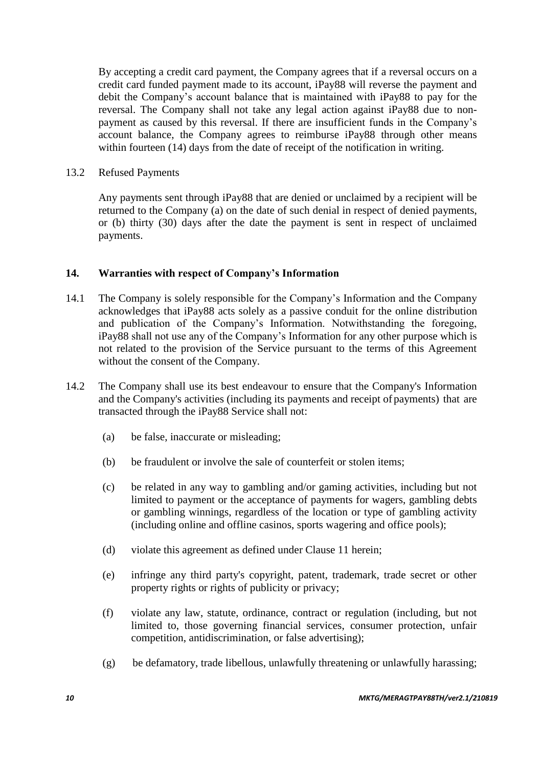By accepting a credit card payment, the Company agrees that if a reversal occurs on a credit card funded payment made to its account, iPay88 will reverse the payment and debit the Company's account balance that is maintained with iPay88 to pay for the reversal. The Company shall not take any legal action against iPay88 due to non-payment as caused by this reversal. If there are insufficient funds in the Company's account balance, the Company agrees to reimburse iPay88 through other means within fourteen (14) days from the date of receipt of the notification in writing.

13.2 Refused Payments

Any payments sent through iPay88 that are denied or unclaimed by a recipient will be returned to the Company (a) on the date of such denial in respect of denied payments, or (b) thirty (30) days after the date the payment is sent in respect of unclaimed payments.

## 14. Warranties with respect of Company's Information

14.1 The Company is solely responsible for the Company's Information and the Company acknowledges that iPay88 acts solely as a passive conduit for the online distribution and publication of the Company's Information. Notwithstanding the foregoing, iPay88 shall not use any of the Company's Information for any other purpose which is not related to the provision of the Service pursuant to the terms of this Agreement without the consent of the Company.

14.2 The Company shall use its best endeavour to ensure that the Company's Information and the Company's activities (including its payments and receipt of payments) that are transacted through the iPay88 Service shall not:

(a) be false, inaccurate or misleading;

(b) be fraudulent or involve the sale of counterfeit or stolen items;

(c) be related in any way to gambling and/or gaming activities, including but not limited to payment or the acceptance of payments for wagers, gambling debts or gambling winnings, regardless of the location or type of gambling activity (including online and offline casinos, sports wagering and office pools);

(d) violate this agreement as defined under Clause 11 herein;

(e) infringe any third party's copyright, patent, trademark, trade secret or other property rights or rights of publicity or privacy;

(f) violate any law, statute, ordinance, contract or regulation (including, but not limited to, those governing financial services, consumer protection, unfair competition, antidiscrimination, or false advertising);

(g) be defamatory, trade libellous, unlawfully threatening or unlawfully harassing;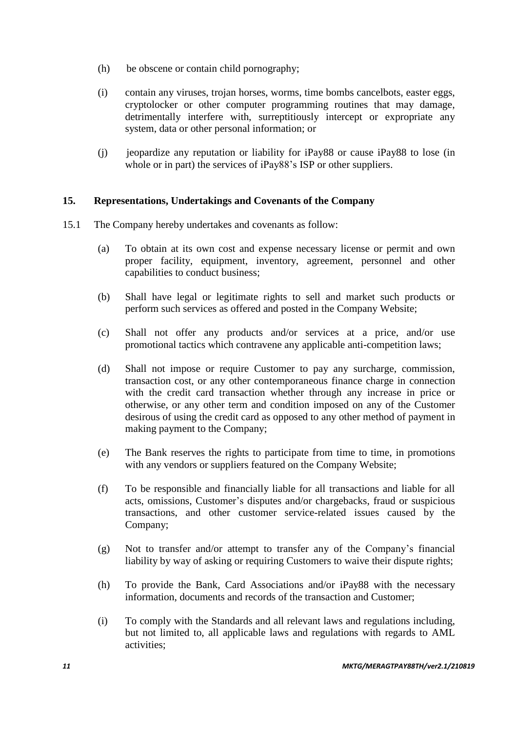(h) be obscene or contain child pornography;

(i) contain any viruses, trojan horses, worms, time bombs cancelbots, easter eggs, cryptolocker or other computer programming routines that may damage, detrimentally interfere with, surreptitiously intercept or expropriate any system, data or other personal information; or

(j) jeopardize any reputation or liability for iPay88 or cause iPay88 to lose (in whole or in part) the services of iPay88's ISP or other suppliers.

## 15. Representations, Undertakings and Covenants of the Company

15.1 The Company hereby undertakes and covenants as follow:

(a) To obtain at its own cost and expense necessary license or permit and own proper facility, equipment, inventory, agreement, personnel and other capabilities to conduct business;

(b) Shall have legal or legitimate rights to sell and market such products or perform such services as offered and posted in the Company Website;

(c) Shall not offer any products and/or services at a price, and/or use promotional tactics which contravene any applicable anti-competition laws;

(d) Shall not impose or require Customer to pay any surcharge, commission, transaction cost, or any other contemporaneous finance charge in connection with the credit card transaction whether through any increase in price or otherwise, or any other term and condition imposed on any of the Customer desirous of using the credit card as opposed to any other method of payment in making payment to the Company;

(e) The Bank reserves the rights to participate from time to time, in promotions with any vendors or suppliers featured on the Company Website;

(f) To be responsible and financially liable for all transactions and liable for all acts, omissions, Customer's disputes and/or chargebacks, fraud or suspicious transactions, and other customer service-related issues caused by the Company;

(g) Not to transfer and/or attempt to transfer any of the Company's financial liability by way of asking or requiring Customers to waive their dispute rights;

(h) To provide the Bank, Card Associations and/or iPay88 with the necessary information, documents and records of the transaction and Customer;

(i) To comply with the Standards and all relevant laws and regulations including, but not limited to, all applicable laws and regulations with regards to AML activities;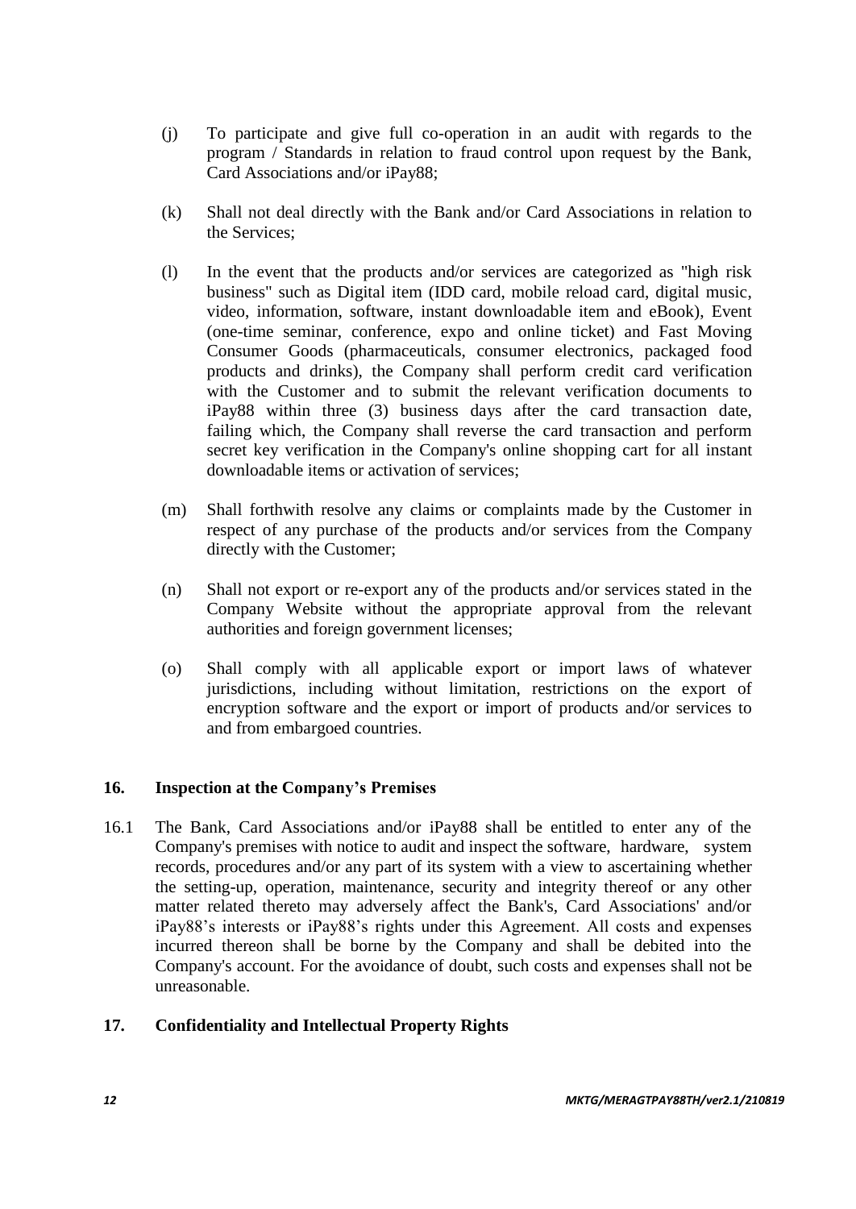(j) To participate and give full co-operation in an audit with regards to the program / Standards in relation to fraud control upon request by the Bank, Card Associations and/or iPay88;

(k) Shall not deal directly with the Bank and/or Card Associations in relation to the Services;

(l) In the event that the products and/or services are categorized as "high risk business" such as Digital item (IDD card, mobile reload card, digital music, video, information, software, instant downloadable item and eBook), Event (one-time seminar, conference, expo and online ticket) and Fast Moving Consumer Goods (pharmaceuticals, consumer electronics, packaged food products and drinks), the Company shall perform credit card verification with the Customer and to submit the relevant verification documents to iPay88 within three (3) business days after the card transaction date, failing which, the Company shall reverse the card transaction and perform secret key verification in the Company's online shopping cart for all instant downloadable items or activation of services;

(m) Shall forthwith resolve any claims or complaints made by the Customer in respect of any purchase of the products and/or services from the Company directly with the Customer;

(n) Shall not export or re-export any of the products and/or services stated in the Company Website without the appropriate approval from the relevant authorities and foreign government licenses;

(o) Shall comply with all applicable export or import laws of whatever jurisdictions, including without limitation, restrictions on the export of encryption software and the export or import of products and/or services to and from embargoed countries.

## 16. Inspection at the Company's Premises

16.1 The Bank, Card Associations and/or iPay88 shall be entitled to enter any of the Company's premises with notice to audit and inspect the software, hardware, system records, procedures and/or any part of its system with a view to ascertaining whether the setting-up, operation, maintenance, security and integrity thereof or any other matter related thereto may adversely affect the Bank's, Card Associations' and/or iPay88's interests or iPay88's rights under this Agreement. All costs and expenses incurred thereon shall be borne by the Company and shall be debited into the Company's account. For the avoidance of doubt, such costs and expenses shall not be unreasonable.

## 17. Confidentiality and Intellectual Property Rights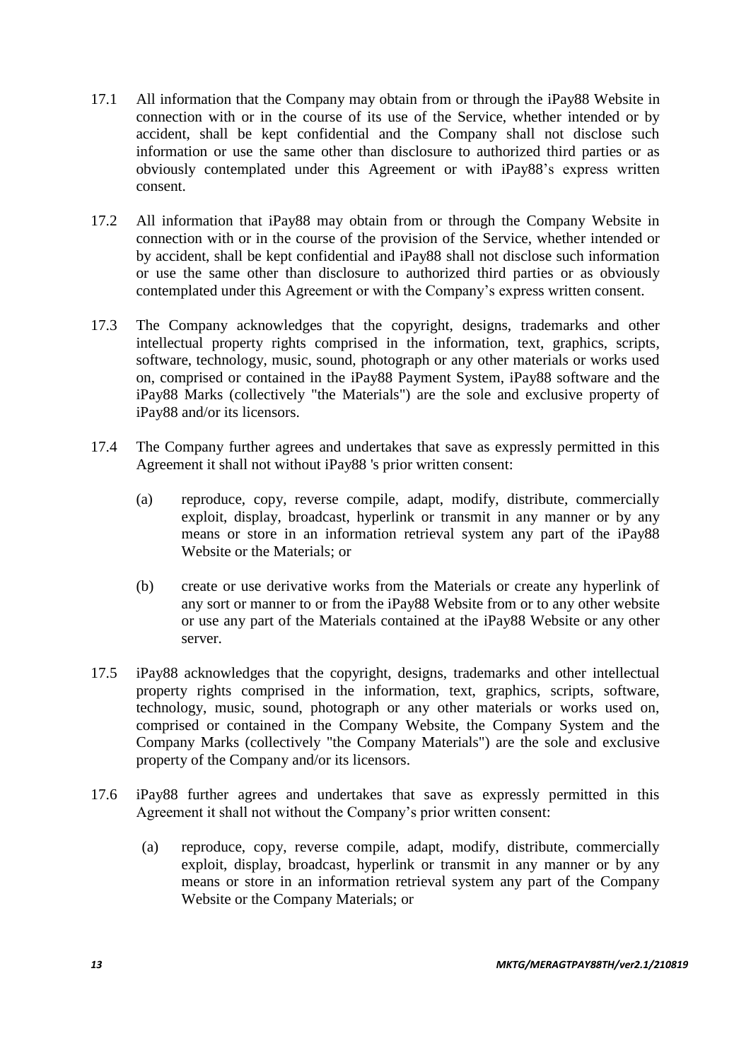17.1 All information that the Company may obtain from or through the iPay88 Website in connection with or in the course of its use of the Service, whether intended or by accident, shall be kept confidential and the Company shall not disclose such information or use the same other than disclosure to authorized third parties or as obviously contemplated under this Agreement or with iPay88's express written consent.

17.2 All information that iPay88 may obtain from or through the Company Website in connection with or in the course of the provision of the Service, whether intended or by accident, shall be kept confidential and iPay88 shall not disclose such information or use the same other than disclosure to authorized third parties or as obviously contemplated under this Agreement or with the Company's express written consent.

17.3 The Company acknowledges that the copyright, designs, trademarks and other intellectual property rights comprised in the information, text, graphics, scripts, software, technology, music, sound, photograph or any other materials or works used on, comprised or contained in the iPay88 Payment System, iPay88 software and the iPay88 Marks (collectively "the Materials") are the sole and exclusive property of iPay88 and/or its licensors.

17.4 The Company further agrees and undertakes that save as expressly permitted in this Agreement it shall not without iPay88 's prior written consent:

(a) reproduce, copy, reverse compile, adapt, modify, distribute, commercially exploit, display, broadcast, hyperlink or transmit in any manner or by any means or store in an information retrieval system any part of the iPay88 Website or the Materials; or

(b) create or use derivative works from the Materials or create any hyperlink of any sort or manner to or from the iPay88 Website from or to any other website or use any part of the Materials contained at the iPay88 Website or any other server.

17.5 iPay88 acknowledges that the copyright, designs, trademarks and other intellectual property rights comprised in the information, text, graphics, scripts, software, technology, music, sound, photograph or any other materials or works used on, comprised or contained in the Company Website, the Company System and the Company Marks (collectively "the Company Materials") are the sole and exclusive property of the Company and/or its licensors.

17.6 iPay88 further agrees and undertakes that save as expressly permitted in this Agreement it shall not without the Company's prior written consent:

(a) reproduce, copy, reverse compile, adapt, modify, distribute, commercially exploit, display, broadcast, hyperlink or transmit in any manner or by any means or store in an information retrieval system any part of the Company Website or the Company Materials; or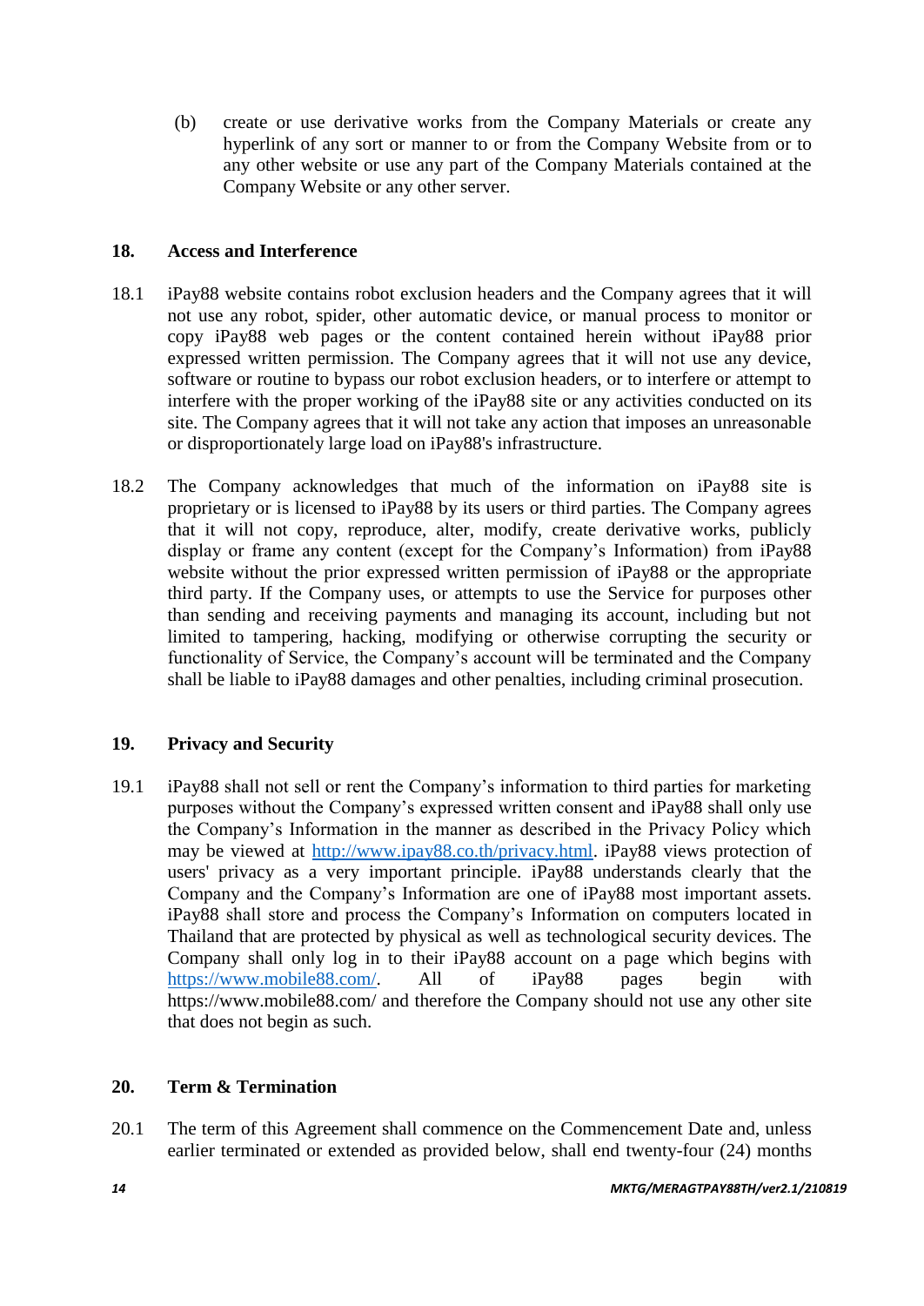(b) create or use derivative works from the Company Materials or create any hyperlink of any sort or manner to or from the Company Website from or to any other website or use any part of the Company Materials contained at the Company Website or any other server.

## 18. Access and Interference

18.1 iPay88 website contains robot exclusion headers and the Company agrees that it will not use any robot, spider, other automatic device, or manual process to monitor or copy iPay88 web pages or the content contained herein without iPay88 prior expressed written permission. The Company agrees that it will not use any device, software or routine to bypass our robot exclusion headers, or to interfere or attempt to interfere with the proper working of the iPay88 site or any activities conducted on its site. The Company agrees that it will not take any action that imposes an unreasonable or disproportionately large load on iPay88's infrastructure.

18.2 The Company acknowledges that much of the information on iPay88 site is proprietary or is licensed to iPay88 by its users or third parties. The Company agrees that it will not copy, reproduce, alter, modify, create derivative works, publicly display or frame any content (except for the Company's Information) from iPay88 website without the prior expressed written permission of iPay88 or the appropriate third party. If the Company uses, or attempts to use the Service for purposes other than sending and receiving payments and managing its account, including but not limited to tampering, hacking, modifying or otherwise corrupting the security or functionality of Service, the Company's account will be terminated and the Company shall be liable to iPay88 damages and other penalties, including criminal prosecution.

## 19. Privacy and Security

19.1 iPay88 shall not sell or rent the Company's information to third parties for marketing purposes without the Company's expressed written consent and iPay88 shall only use the Company's Information in the manner as described in the Privacy Policy which may be viewed at [http://www.ipay88.co.th/privacy.html](http://www.ipay88.co.th/privacy.html). iPay88 views protection of users' privacy as a very important principle. iPay88 understands clearly that the Company and the Company's Information are one of iPay88 most important assets. iPay88 shall store and process the Company's Information on computers located in Thailand that are protected by physical as well as technological security devices. The Company shall only log in to their iPay88 account on a page which begins with [https://www.mobile88.com/](https://www.mobile88.com/). All of iPay88 pages begin with https://www.mobile88.com/ and therefore the Company should not use any other site that does not begin as such.

## 20. Term & Termination

20.1 The term of this Agreement shall commence on the Commencement Date and, unless earlier terminated or extended as provided below, shall end twenty-four (24) months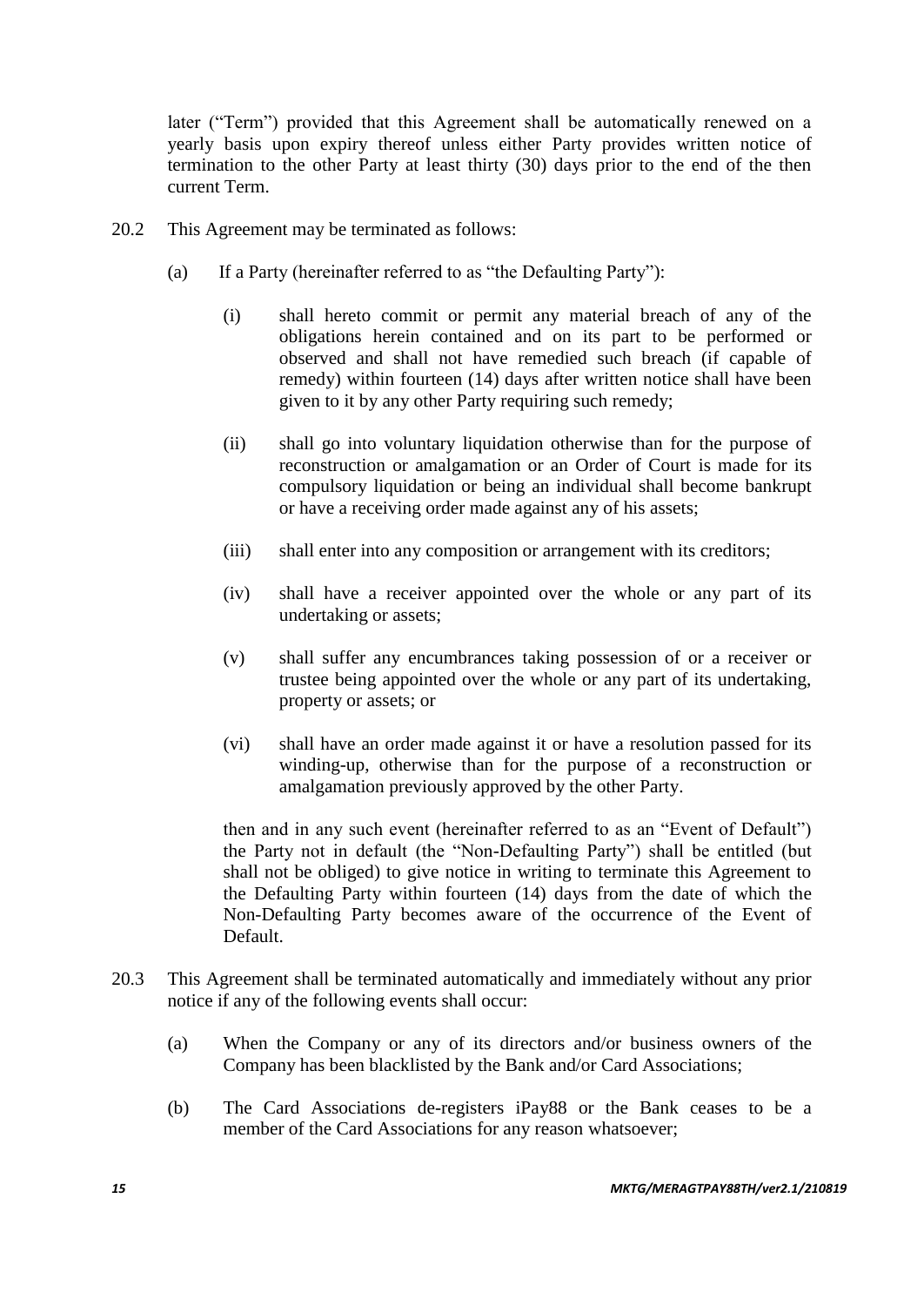later ("Term") provided that this Agreement shall be automatically renewed on a yearly basis upon expiry thereof unless either Party provides written notice of termination to the other Party at least thirty (30) days prior to the end of the then current Term.

20.2 This Agreement may be terminated as follows:

(a) If a Party (hereinafter referred to as "the Defaulting Party"):

(i) shall hereto commit or permit any material breach of any of the obligations herein contained and on its part to be performed or observed and shall not have remedied such breach (if capable of remedy) within fourteen (14) days after written notice shall have been given to it by any other Party requiring such remedy;

(ii) shall go into voluntary liquidation otherwise than for the purpose of reconstruction or amalgamation or an Order of Court is made for its compulsory liquidation or being an individual shall become bankrupt or have a receiving order made against any of his assets;

(iii) shall enter into any composition or arrangement with its creditors;

(iv) shall have a receiver appointed over the whole or any part of its undertaking or assets;

(v) shall suffer any encumbrances taking possession of or a receiver or trustee being appointed over the whole or any part of its undertaking, property or assets; or

(vi) shall have an order made against it or have a resolution passed for its winding-up, otherwise than for the purpose of a reconstruction or amalgamation previously approved by the other Party.

then and in any such event (hereinafter referred to as an "Event of Default") the Party not in default (the "Non-Defaulting Party") shall be entitled (but shall not be obliged) to give notice in writing to terminate this Agreement to the Defaulting Party within fourteen (14) days from the date of which the Non-Defaulting Party becomes aware of the occurrence of the Event of Default.

20.3 This Agreement shall be terminated automatically and immediately without any prior notice if any of the following events shall occur:

(a) When the Company or any of its directors and/or business owners of the Company has been blacklisted by the Bank and/or Card Associations;

(b) The Card Associations de-registers iPay88 or the Bank ceases to be a member of the Card Associations for any reason whatsoever;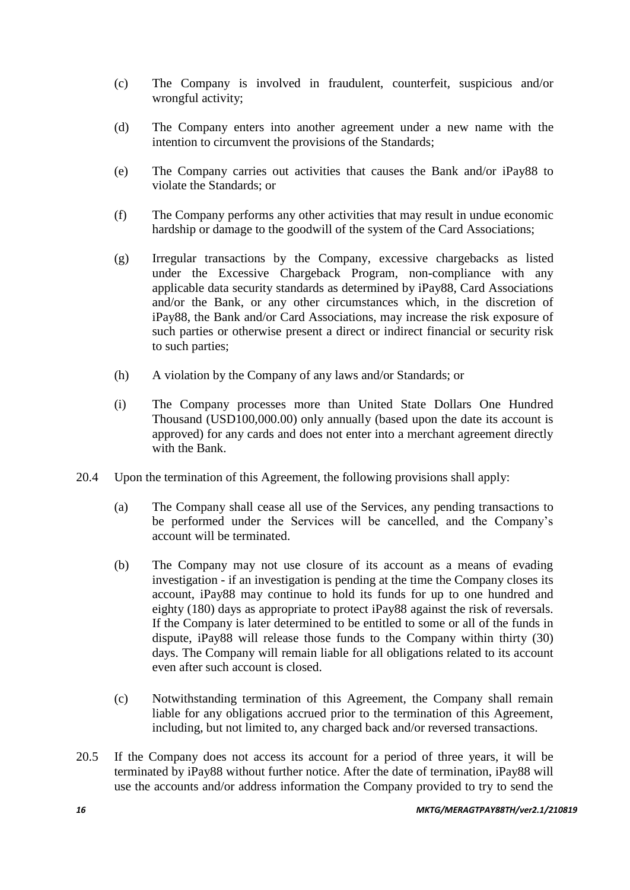(c) The Company is involved in fraudulent, counterfeit, suspicious and/or wrongful activity;

(d) The Company enters into another agreement under a new name with the intention to circumvent the provisions of the Standards;

(e) The Company carries out activities that causes the Bank and/or iPay88 to violate the Standards; or

(f) The Company performs any other activities that may result in undue economic hardship or damage to the goodwill of the system of the Card Associations;

(g) Irregular transactions by the Company, excessive chargebacks as listed under the Excessive Chargeback Program, non-compliance with any applicable data security standards as determined by iPay88, Card Associations and/or the Bank, or any other circumstances which, in the discretion of iPay88, the Bank and/or Card Associations, may increase the risk exposure of such parties or otherwise present a direct or indirect financial or security risk to such parties;

(h) A violation by the Company of any laws and/or Standards; or

(i) The Company processes more than United State Dollars One Hundred Thousand (USD100,000.00) only annually (based upon the date its account is approved) for any cards and does not enter into a merchant agreement directly with the Bank.

20.4 Upon the termination of this Agreement, the following provisions shall apply:

(a) The Company shall cease all use of the Services, any pending transactions to be performed under the Services will be cancelled, and the Company's account will be terminated.

(b) The Company may not use closure of its account as a means of evading investigation - if an investigation is pending at the time the Company closes its account, iPay88 may continue to hold its funds for up to one hundred and eighty (180) days as appropriate to protect iPay88 against the risk of reversals. If the Company is later determined to be entitled to some or all of the funds in dispute, iPay88 will release those funds to the Company within thirty (30) days. The Company will remain liable for all obligations related to its account even after such account is closed.

(c) Notwithstanding termination of this Agreement, the Company shall remain liable for any obligations accrued prior to the termination of this Agreement, including, but not limited to, any charged back and/or reversed transactions.

20.5 If the Company does not access its account for a period of three years, it will be terminated by iPay88 without further notice. After the date of termination, iPay88 will use the accounts and/or address information the Company provided to try to send the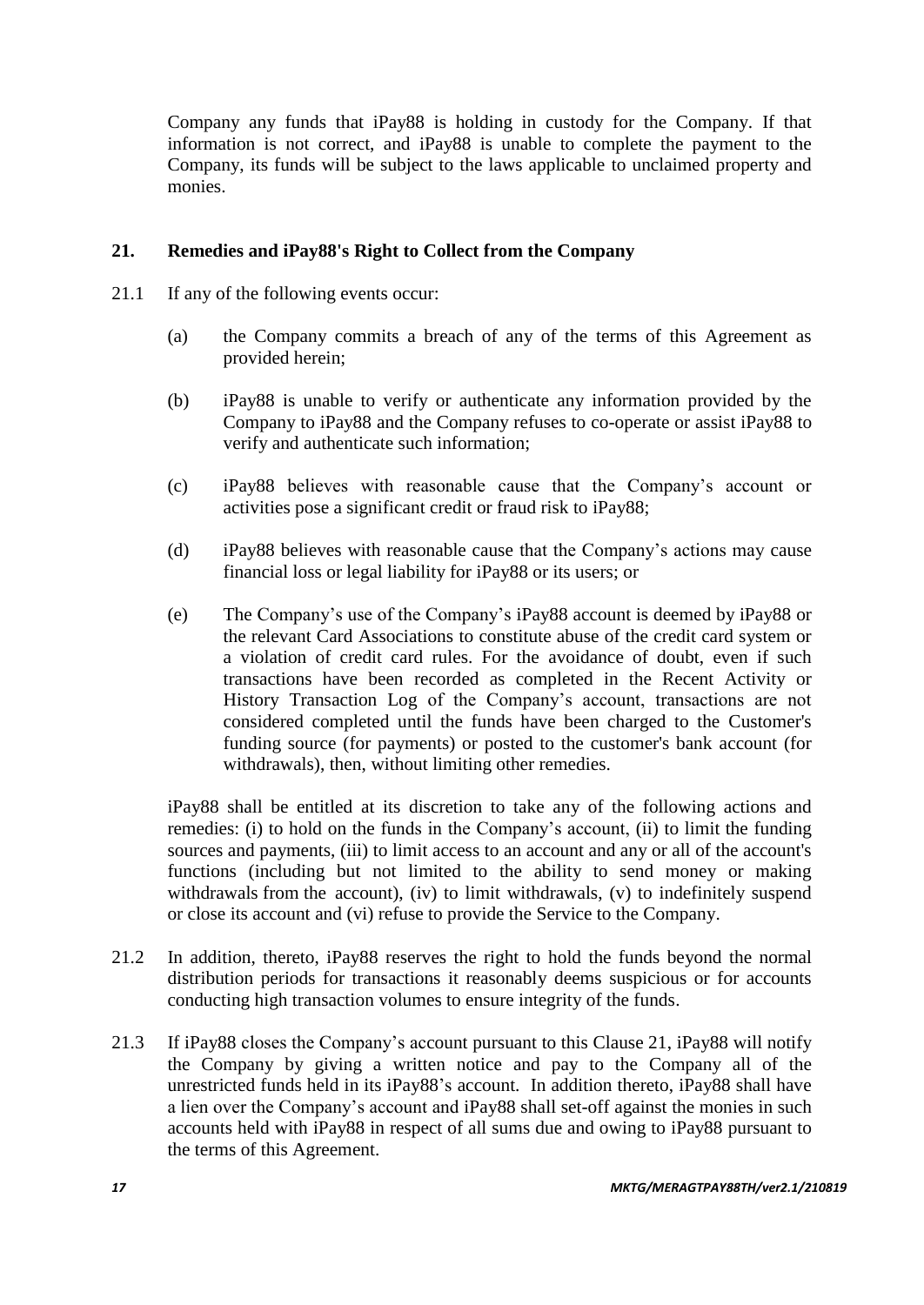Company any funds that iPay88 is holding in custody for the Company. If that information is not correct, and iPay88 is unable to complete the payment to the Company, its funds will be subject to the laws applicable to unclaimed property and monies.

## 21. Remedies and iPay88's Right to Collect from the Company

21.1 If any of the following events occur:

(a) the Company commits a breach of any of the terms of this Agreement as provided herein;

(b) iPay88 is unable to verify or authenticate any information provided by the Company to iPay88 and the Company refuses to co-operate or assist iPay88 to verify and authenticate such information;

(c) iPay88 believes with reasonable cause that the Company's account or activities pose a significant credit or fraud risk to iPay88;

(d) iPay88 believes with reasonable cause that the Company's actions may cause financial loss or legal liability for iPay88 or its users; or

(e) The Company's use of the Company's iPay88 account is deemed by iPay88 or the relevant Card Associations to constitute abuse of the credit card system or a violation of credit card rules. For the avoidance of doubt, even if such transactions have been recorded as completed in the Recent Activity or History Transaction Log of the Company's account, transactions are not considered completed until the funds have been charged to the Customer's funding source (for payments) or posted to the customer's bank account (for withdrawals), then, without limiting other remedies.

iPay88 shall be entitled at its discretion to take any of the following actions and remedies: (i) to hold on the funds in the Company's account, (ii) to limit the funding sources and payments, (iii) to limit access to an account and any or all of the account's functions (including but not limited to the ability to send money or making withdrawals from the account), (iv) to limit withdrawals, (v) to indefinitely suspend or close its account and (vi) refuse to provide the Service to the Company.

21.2 In addition, thereto, iPay88 reserves the right to hold the funds beyond the normal distribution periods for transactions it reasonably deems suspicious or for accounts conducting high transaction volumes to ensure integrity of the funds.

21.3 If iPay88 closes the Company's account pursuant to this Clause 21, iPay88 will notify the Company by giving a written notice and pay to the Company all of the unrestricted funds held in its iPay88's account. In addition thereto, iPay88 shall have a lien over the Company's account and iPay88 shall set-off against the monies in such accounts held with iPay88 in respect of all sums due and owing to iPay88 pursuant to the terms of this Agreement.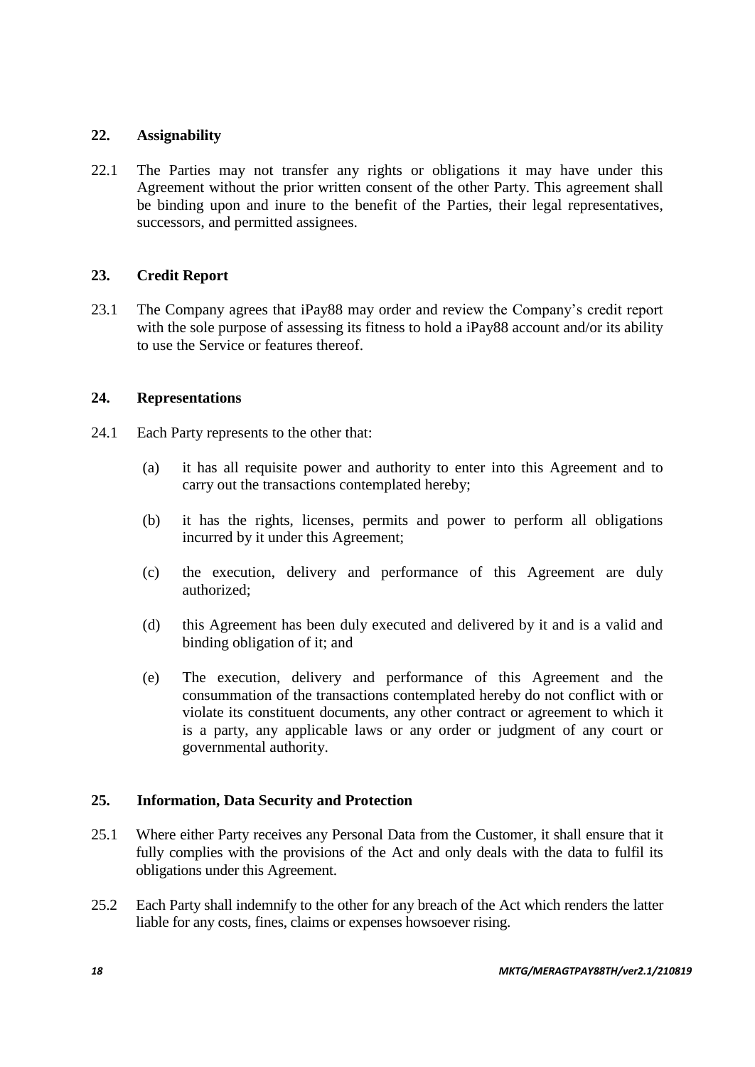## 22. Assignability

22.1 The Parties may not transfer any rights or obligations it may have under this Agreement without the prior written consent of the other Party. This agreement shall be binding upon and inure to the benefit of the Parties, their legal representatives, successors, and permitted assignees.

## 23. Credit Report

23.1 The Company agrees that iPay88 may order and review the Company's credit report with the sole purpose of assessing its fitness to hold a iPay88 account and/or its ability to use the Service or features thereof.

## 24. Representations

24.1 Each Party represents to the other that:

(a) it has all requisite power and authority to enter into this Agreement and to carry out the transactions contemplated hereby;

(b) it has the rights, licenses, permits and power to perform all obligations incurred by it under this Agreement;

(c) the execution, delivery and performance of this Agreement are duly authorized;

(d) this Agreement has been duly executed and delivered by it and is a valid and binding obligation of it; and

(e) The execution, delivery and performance of this Agreement and the consummation of the transactions contemplated hereby do not conflict with or violate its constituent documents, any other contract or agreement to which it is a party, any applicable laws or any order or judgment of any court or governmental authority.

## 25. Information, Data Security and Protection

25.1 Where either Party receives any Personal Data from the Customer, it shall ensure that it fully complies with the provisions of the Act and only deals with the data to fulfil its obligations under this Agreement.

25.2 Each Party shall indemnify to the other for any breach of the Act which renders the latter liable for any costs, fines, claims or expenses howsoever rising.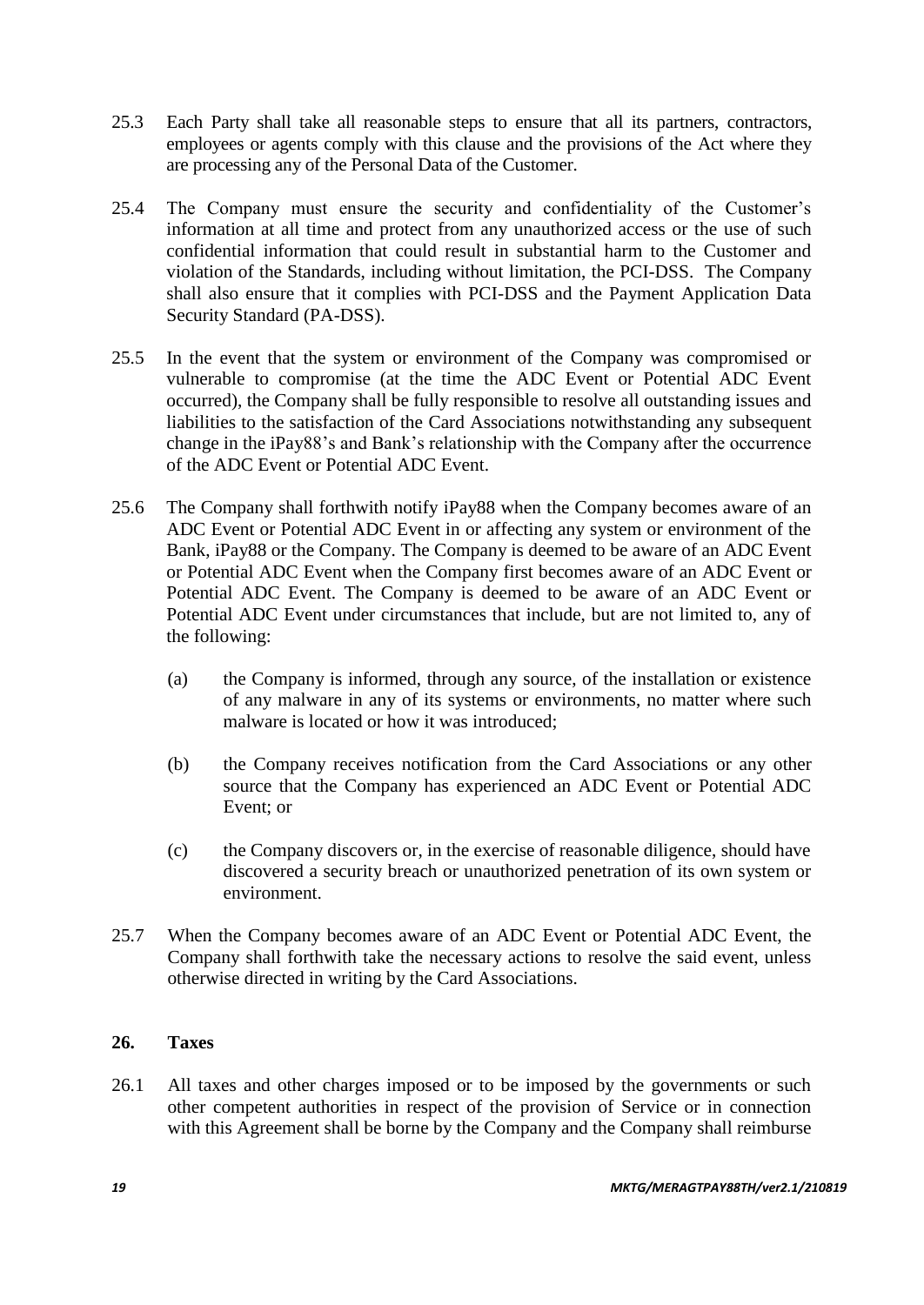25.3 Each Party shall take all reasonable steps to ensure that all its partners, contractors, employees or agents comply with this clause and the provisions of the Act where they are processing any of the Personal Data of the Customer.

25.4 The Company must ensure the security and confidentiality of the Customer's information at all time and protect from any unauthorized access or the use of such confidential information that could result in substantial harm to the Customer and violation of the Standards, including without limitation, the PCI-DSS. The Company shall also ensure that it complies with PCI-DSS and the Payment Application Data Security Standard (PA-DSS).

25.5 In the event that the system or environment of the Company was compromised or vulnerable to compromise (at the time the ADC Event or Potential ADC Event occurred), the Company shall be fully responsible to resolve all outstanding issues and liabilities to the satisfaction of the Card Associations notwithstanding any subsequent change in the iPay88's and Bank's relationship with the Company after the occurrence of the ADC Event or Potential ADC Event.

25.6 The Company shall forthwith notify iPay88 when the Company becomes aware of an ADC Event or Potential ADC Event in or affecting any system or environment of the Bank, iPay88 or the Company. The Company is deemed to be aware of an ADC Event or Potential ADC Event when the Company first becomes aware of an ADC Event or Potential ADC Event. The Company is deemed to be aware of an ADC Event or Potential ADC Event under circumstances that include, but are not limited to, any of the following:

(a) the Company is informed, through any source, of the installation or existence of any malware in any of its systems or environments, no matter where such malware is located or how it was introduced;

(b) the Company receives notification from the Card Associations or any other source that the Company has experienced an ADC Event or Potential ADC Event; or

(c) the Company discovers or, in the exercise of reasonable diligence, should have discovered a security breach or unauthorized penetration of its own system or environment.

25.7 When the Company becomes aware of an ADC Event or Potential ADC Event, the Company shall forthwith take the necessary actions to resolve the said event, unless otherwise directed in writing by the Card Associations.

## 26. Taxes

26.1 All taxes and other charges imposed or to be imposed by the governments or such other competent authorities in respect of the provision of Service or in connection with this Agreement shall be borne by the Company and the Company shall reimburse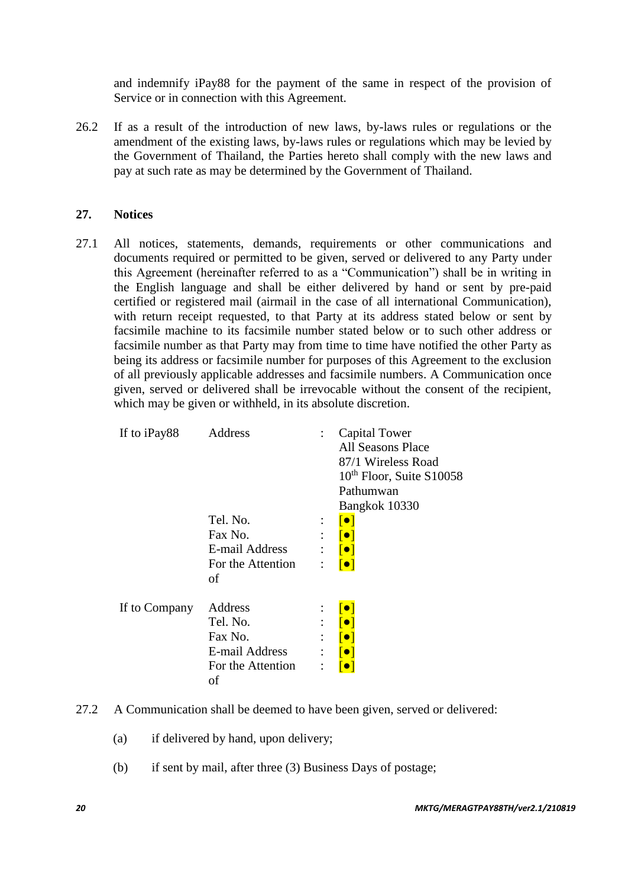and indemnify iPay88 for the payment of the same in respect of the provision of Service or in connection with this Agreement.

26.2 If as a result of the introduction of new laws, by-laws rules or regulations or the amendment of the existing laws, by-laws rules or regulations which may be levied by the Government of Thailand, the Parties hereto shall comply with the new laws and pay at such rate as may be determined by the Government of Thailand.

## 27. Notices

27.1 All notices, statements, demands, requirements or other communications and documents required or permitted to be given, served or delivered to any Party under this Agreement (hereinafter referred to as a "Communication") shall be in writing in the English language and shall be either delivered by hand or sent by pre-paid certified or registered mail (airmail in the case of all international Communication), with return receipt requested, to that Party at its address stated below or sent by facsimile machine to its facsimile number stated below or to such other address or facsimile number as that Party may from time to time have notified the other Party as being its address or facsimile number for purposes of this Agreement to the exclusion of all previously applicable addresses and facsimile numbers. A Communication once given, served or delivered shall be irrevocable without the consent of the recipient, which may be given or withheld, in its absolute discretion.

| | | | |
|---|---|---|---|
| If to iPay88 | Address | : | Capital Tower<br>All Seasons Place<br>87/1 Wireless Road<br>10th Floor, Suite S10058<br>Pathumwan<br>Bangkok 10330 |
| | Tel. No. | : | [●] |
| | Fax No. | : | [●] |
| | E-mail Address | : | [●] |
| | For the Attention of | : | [●] |
| If to Company | Address | : | [●] |
| | Tel. No. | : | [●] |
| | Fax No. | : | [●] |
| | E-mail Address | : | [●] |
| | For the Attention of | : | [●] |

27.2 A Communication shall be deemed to have been given, served or delivered:

(a) if delivered by hand, upon delivery;

(b) if sent by mail, after three (3) Business Days of postage;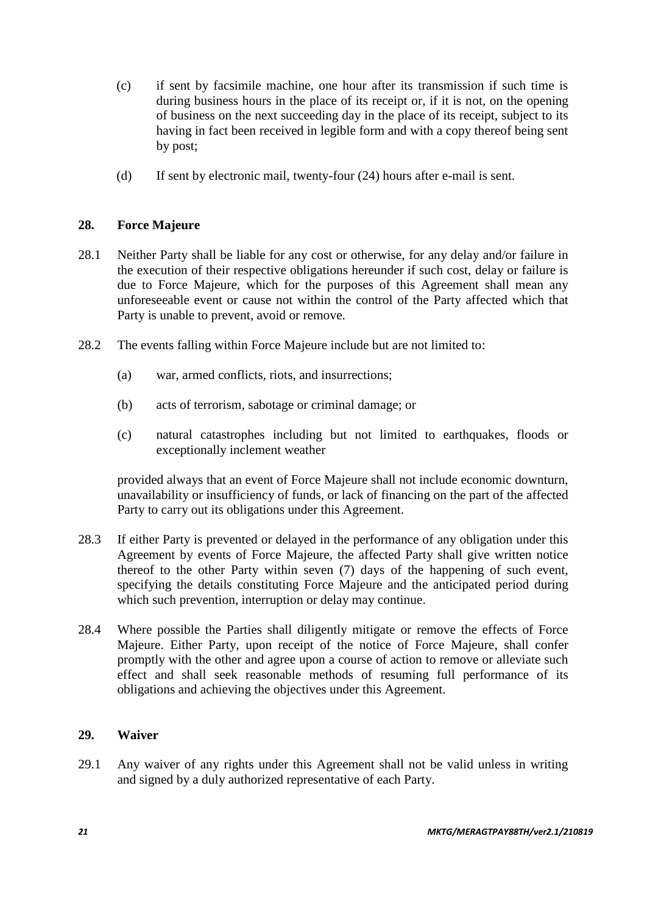(c) if sent by facsimile machine, one hour after its transmission if such time is during business hours in the place of its receipt or, if it is not, on the opening of business on the next succeeding day in the place of its receipt, subject to its having in fact been received in legible form and with a copy thereof being sent by post;

(d) If sent by electronic mail, twenty-four (24) hours after e-mail is sent.

## 28. Force Majeure

28.1 Neither Party shall be liable for any cost or otherwise, for any delay and/or failure in the execution of their respective obligations hereunder if such cost, delay or failure is due to Force Majeure, which for the purposes of this Agreement shall mean any unforeseeable event or cause not within the control of the Party affected which that Party is unable to prevent, avoid or remove.

28.2 The events falling within Force Majeure include but are not limited to:

(a) war, armed conflicts, riots, and insurrections;

(b) acts of terrorism, sabotage or criminal damage; or

(c) natural catastrophes including but not limited to earthquakes, floods or exceptionally inclement weather

provided always that an event of Force Majeure shall not include economic downturn, unavailability or insufficiency of funds, or lack of financing on the part of the affected Party to carry out its obligations under this Agreement.

28.3 If either Party is prevented or delayed in the performance of any obligation under this Agreement by events of Force Majeure, the affected Party shall give written notice thereof to the other Party within seven (7) days of the happening of such event, specifying the details constituting Force Majeure and the anticipated period during which such prevention, interruption or delay may continue.

28.4 Where possible the Parties shall diligently mitigate or remove the effects of Force Majeure. Either Party, upon receipt of the notice of Force Majeure, shall confer promptly with the other and agree upon a course of action to remove or alleviate such effect and shall seek reasonable methods of resuming full performance of its obligations and achieving the objectives under this Agreement.

## 29. Waiver

29.1 Any waiver of any rights under this Agreement shall not be valid unless in writing and signed by a duly authorized representative of each Party.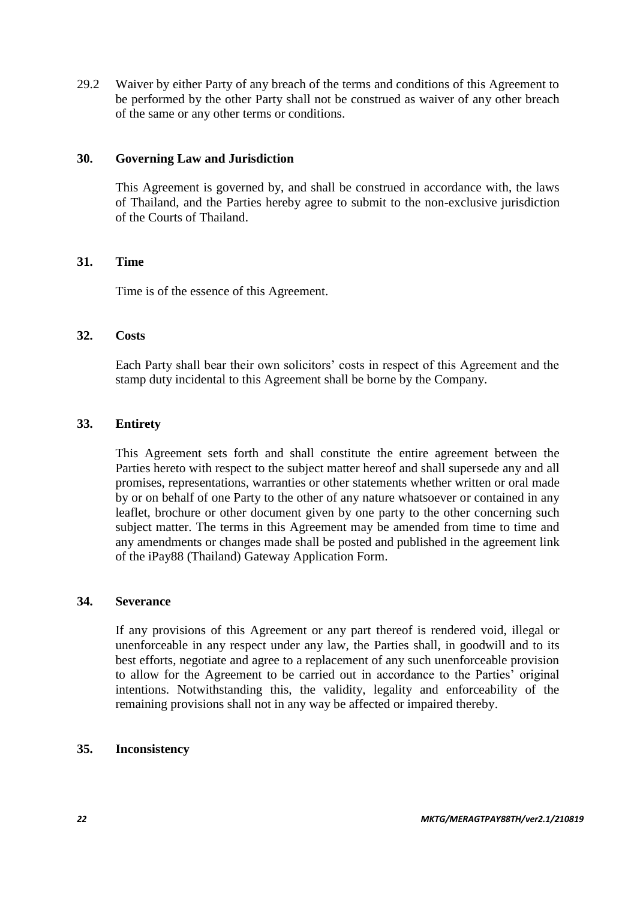29.2 Waiver by either Party of any breach of the terms and conditions of this Agreement to be performed by the other Party shall not be construed as waiver of any other breach of the same or any other terms or conditions.

## 30. Governing Law and Jurisdiction

This Agreement is governed by, and shall be construed in accordance with, the laws of Thailand, and the Parties hereby agree to submit to the non-exclusive jurisdiction of the Courts of Thailand.

## 31. Time

Time is of the essence of this Agreement.

## 32. Costs

Each Party shall bear their own solicitors' costs in respect of this Agreement and the stamp duty incidental to this Agreement shall be borne by the Company.

## 33. Entirety

This Agreement sets forth and shall constitute the entire agreement between the Parties hereto with respect to the subject matter hereof and shall supersede any and all promises, representations, warranties or other statements whether written or oral made by or on behalf of one Party to the other of any nature whatsoever or contained in any leaflet, brochure or other document given by one party to the other concerning such subject matter. The terms in this Agreement may be amended from time to time and any amendments or changes made shall be posted and published in the agreement link of the iPay88 (Thailand) Gateway Application Form.

## 34. Severance

If any provisions of this Agreement or any part thereof is rendered void, illegal or unenforceable in any respect under any law, the Parties shall, in goodwill and to its best efforts, negotiate and agree to a replacement of any such unenforceable provision to allow for the Agreement to be carried out in accordance to the Parties' original intentions. Notwithstanding this, the validity, legality and enforceability of the remaining provisions shall not in any way be affected or impaired thereby.

## 35. Inconsistency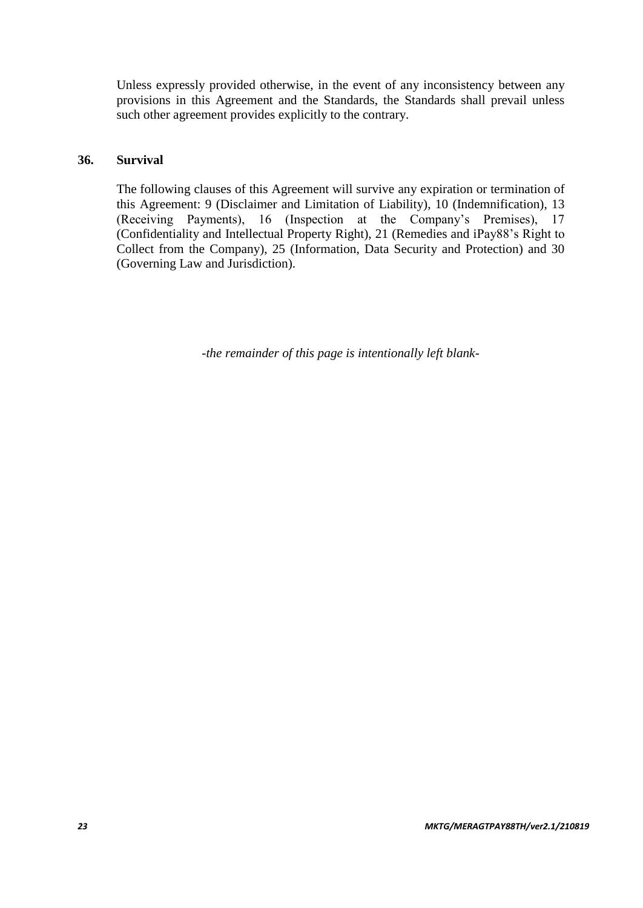Unless expressly provided otherwise, in the event of any inconsistency between any provisions in this Agreement and the Standards, the Standards shall prevail unless such other agreement provides explicitly to the contrary.

## 36. Survival

The following clauses of this Agreement will survive any expiration or termination of this Agreement: 9 (Disclaimer and Limitation of Liability), 10 (Indemnification), 13 (Receiving Payments), 16 (Inspection at the Company's Premises), 17 (Confidentiality and Intellectual Property Right), 21 (Remedies and iPay88's Right to Collect from the Company), 25 (Information, Data Security and Protection) and 30 (Governing Law and Jurisdiction).

*-the remainder of this page is intentionally left blank-*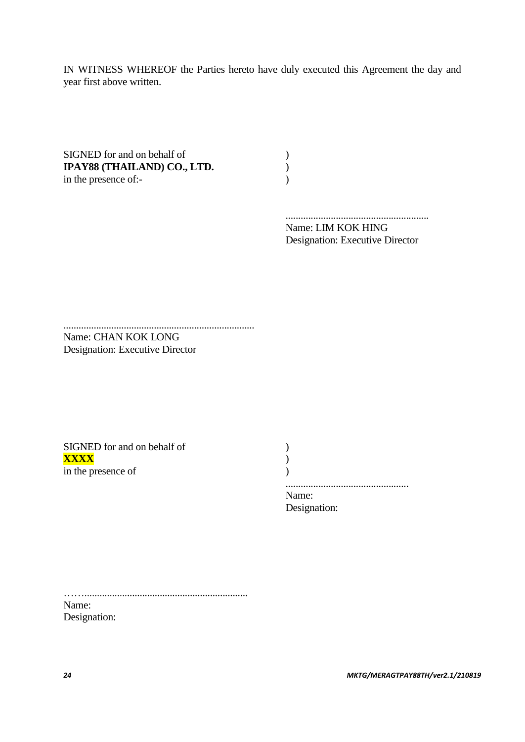IN WITNESS WHEREOF the Parties hereto have duly executed this Agreement the day and year first above written.

SIGNED for and on behalf of )
**IPAY88 (THAILAND) CO., LTD.** )
in the presence of:- )

.........................................................
Name: LIM KOK HING
Designation: Executive Director

............................................................................
Name: CHAN KOK LONG
Designation: Executive Director

SIGNED for and on behalf of )
**XXXX** )
in the presence of )

.................................................
Name:
Designation:

……...................................................................
Name:
Designation:

*MKTG/MERAGTPAY88TH/ver2.1/210819*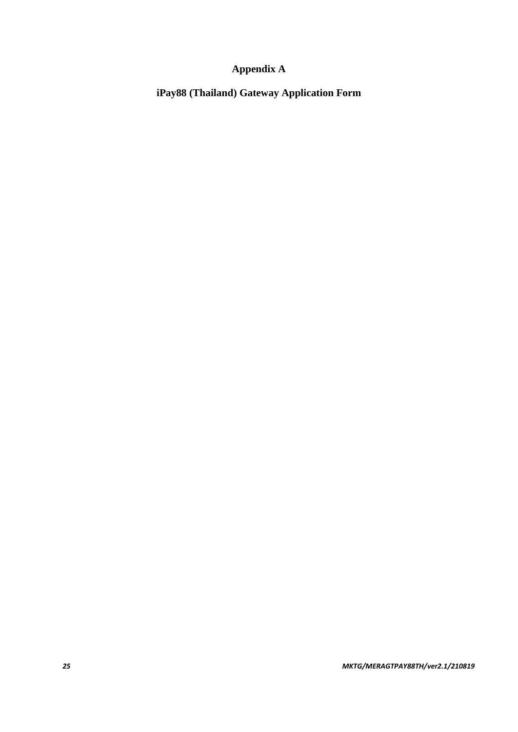# Appendix A

## iPay88 (Thailand) Gateway Application Form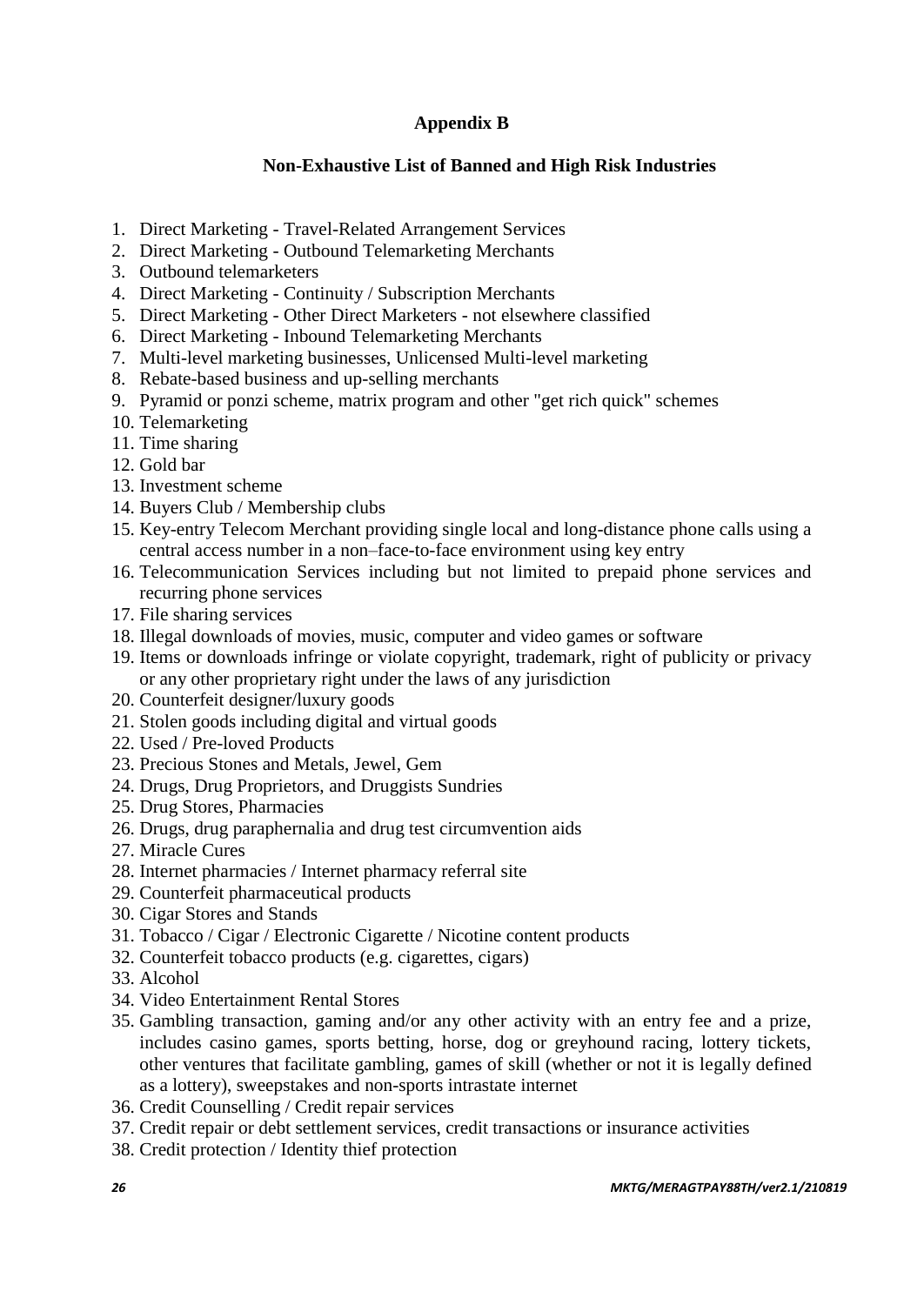## Appendix B

### Non-Exhaustive List of Banned and High Risk Industries

1. Direct Marketing - Travel-Related Arrangement Services
2. Direct Marketing - Outbound Telemarketing Merchants
3. Outbound telemarketers
4. Direct Marketing - Continuity / Subscription Merchants
5. Direct Marketing - Other Direct Marketers - not elsewhere classified
6. Direct Marketing - Inbound Telemarketing Merchants
7. Multi-level marketing businesses, Unlicensed Multi-level marketing
8. Rebate-based business and up-selling merchants
9. Pyramid or ponzi scheme, matrix program and other "get rich quick" schemes
10. Telemarketing
11. Time sharing
12. Gold bar
13. Investment scheme
14. Buyers Club / Membership clubs
15. Key-entry Telecom Merchant providing single local and long-distance phone calls using a central access number in a non–face-to-face environment using key entry
16. Telecommunication Services including but not limited to prepaid phone services and recurring phone services
17. File sharing services
18. Illegal downloads of movies, music, computer and video games or software
19. Items or downloads infringe or violate copyright, trademark, right of publicity or privacy or any other proprietary right under the laws of any jurisdiction
20. Counterfeit designer/luxury goods
21. Stolen goods including digital and virtual goods
22. Used / Pre-loved Products
23. Precious Stones and Metals, Jewel, Gem
24. Drugs, Drug Proprietors, and Druggists Sundries
25. Drug Stores, Pharmacies
26. Drugs, drug paraphernalia and drug test circumvention aids
27. Miracle Cures
28. Internet pharmacies / Internet pharmacy referral site
29. Counterfeit pharmaceutical products
30. Cigar Stores and Stands
31. Tobacco / Cigar / Electronic Cigarette / Nicotine content products
32. Counterfeit tobacco products (e.g. cigarettes, cigars)
33. Alcohol
34. Video Entertainment Rental Stores
35. Gambling transaction, gaming and/or any other activity with an entry fee and a prize, includes casino games, sports betting, horse, dog or greyhound racing, lottery tickets, other ventures that facilitate gambling, games of skill (whether or not it is legally defined as a lottery), sweepstakes and non-sports intrastate internet
36. Credit Counselling / Credit repair services
37. Credit repair or debt settlement services, credit transactions or insurance activities
38. Credit protection / Identity thief protection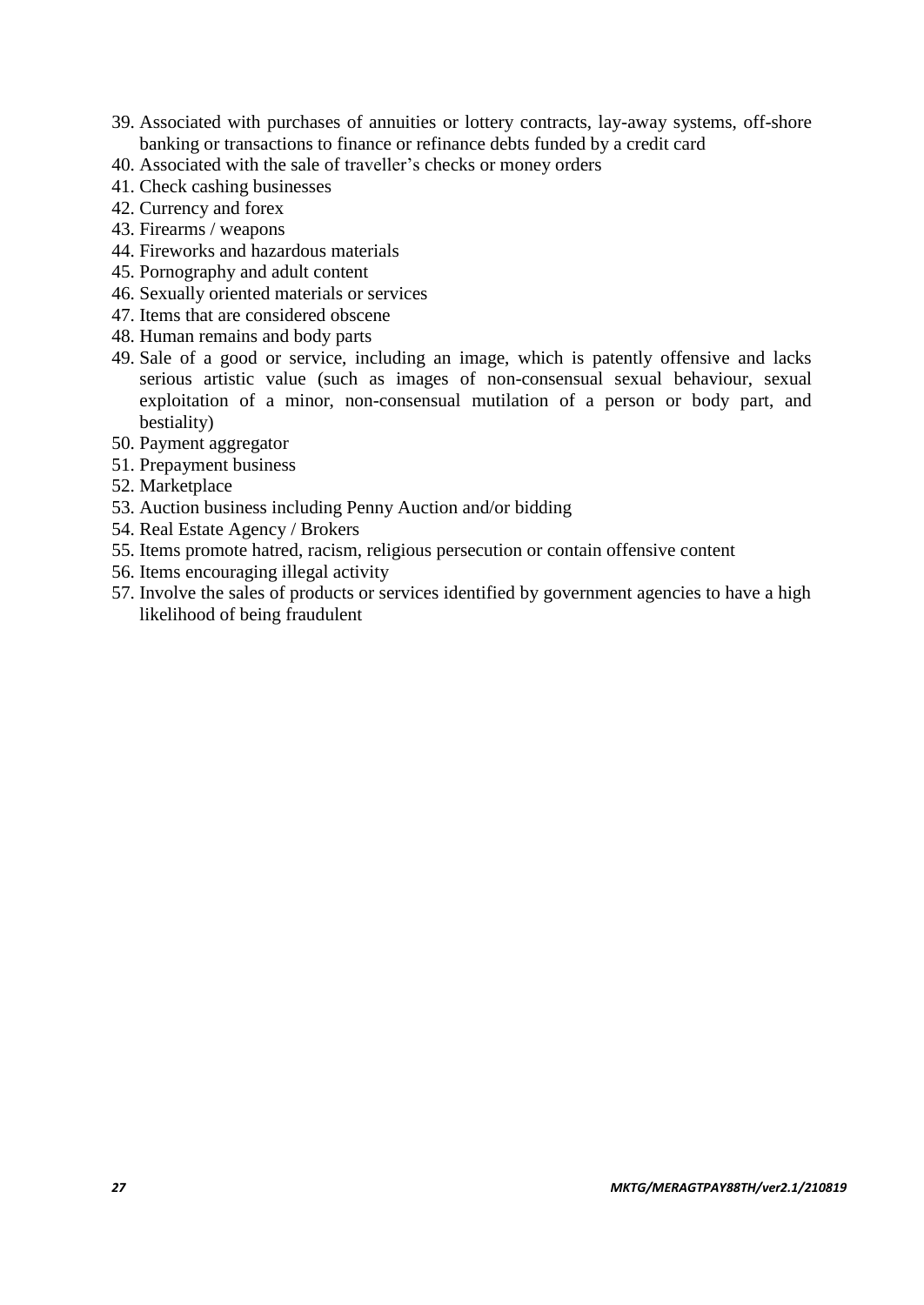39. Associated with purchases of annuities or lottery contracts, lay-away systems, off-shore banking or transactions to finance or refinance debts funded by a credit card
40. Associated with the sale of traveller's checks or money orders
41. Check cashing businesses
42. Currency and forex
43. Firearms / weapons
44. Fireworks and hazardous materials
45. Pornography and adult content
46. Sexually oriented materials or services
47. Items that are considered obscene
48. Human remains and body parts
49. Sale of a good or service, including an image, which is patently offensive and lacks serious artistic value (such as images of non-consensual sexual behaviour, sexual exploitation of a minor, non-consensual mutilation of a person or body part, and bestiality)
50. Payment aggregator
51. Prepayment business
52. Marketplace
53. Auction business including Penny Auction and/or bidding
54. Real Estate Agency / Brokers
55. Items promote hatred, racism, religious persecution or contain offensive content
56. Items encouraging illegal activity
57. Involve the sales of products or services identified by government agencies to have a high likelihood of being fraudulent